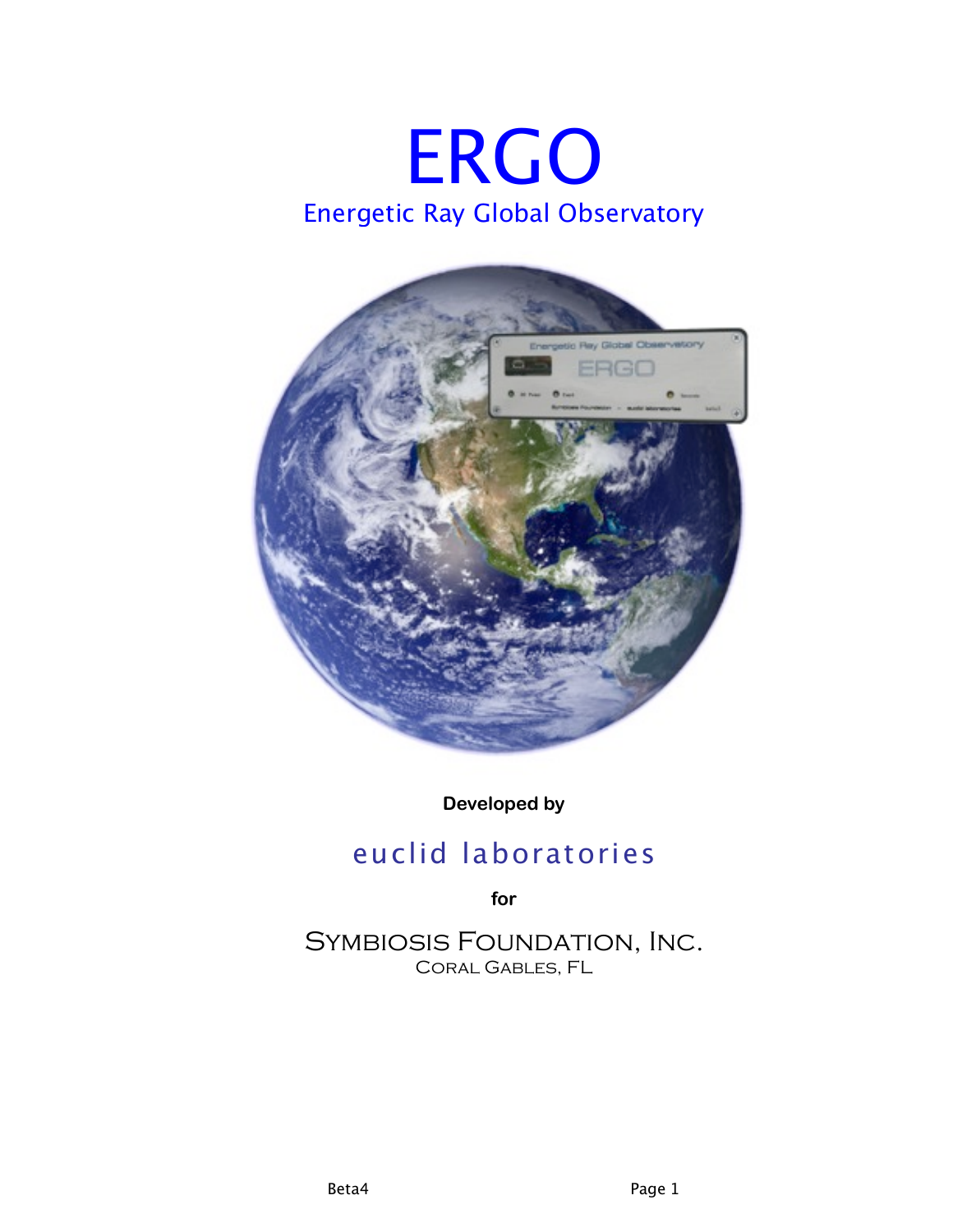# ERGO

## Energetic Ray Global Observatory

**Developed by**

euclid laboratories

**for**

SYMBIOSIS FOUNDATION, INC.

CORAL GABLES, FL

Beta4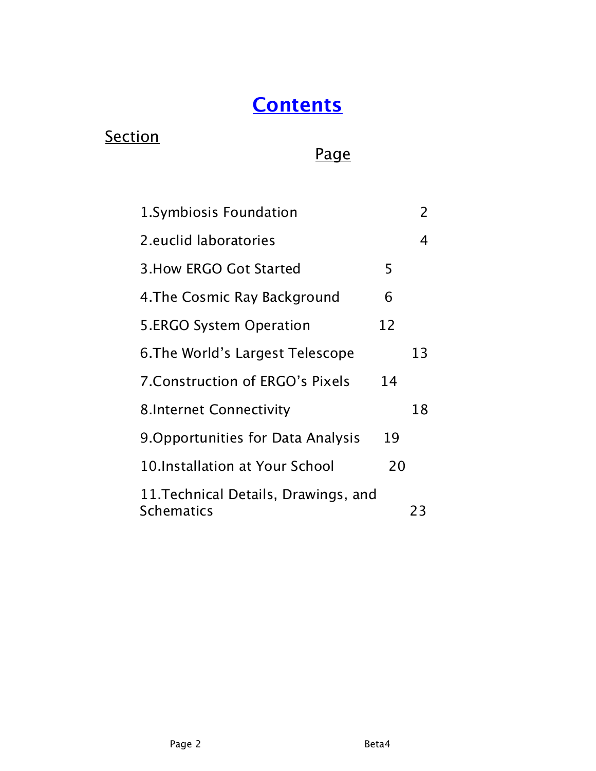# Contents

| Section | Page |
| --- | --- |
| 1.Symbiosis Foundation | 2 |
| 2.euclid laboratories | 4 |
| 3.How ERGO Got Started | 5 |
| 4.The Cosmic Ray Background | 6 |
| 5.ERGO System Operation | 12 |
| 6.The World's Largest Telescope | 13 |
| 7.Construction of ERGO's Pixels | 14 |
| 8.Internet Connectivity | 18 |
| 9.Opportunities for Data Analysis | 19 |
| 10.Installation at Your School | 20 |
| 11.Technical Details, Drawings, and Schematics | 23 |

Beta4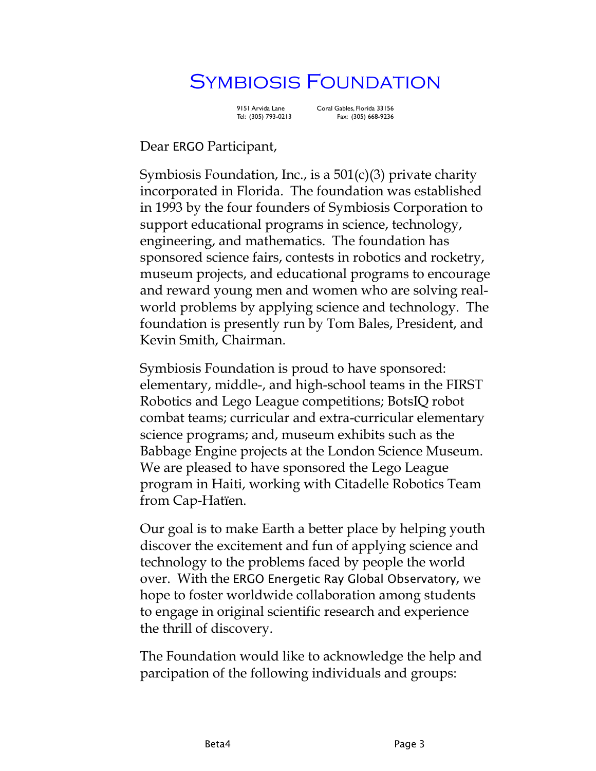# Symbiosis Foundation

9151 Arvida Lane    Coral Gables, Florida 33156
Tel: (305) 793-0213    Fax: (305) 668-9236

Dear ERGO Participant,

Symbiosis Foundation, Inc., is a 501(c)(3) private charity incorporated in Florida. The foundation was established in 1993 by the four founders of Symbiosis Corporation to support educational programs in science, technology, engineering, and mathematics. The foundation has sponsored science fairs, contests in robotics and rocketry, museum projects, and educational programs to encourage and reward young men and women who are solving real-world problems by applying science and technology. The foundation is presently run by Tom Bales, President, and Kevin Smith, Chairman.

Symbiosis Foundation is proud to have sponsored: elementary, middle-, and high-school teams in the FIRST Robotics and Lego League competitions; BotsIQ robot combat teams; curricular and extra-curricular elementary science programs; and, museum exhibits such as the Babbage Engine projects at the London Science Museum. We are pleased to have sponsored the Lego League program in Haiti, working with Citadelle Robotics Team from Cap-Hatïen.

Our goal is to make Earth a better place by helping youth discover the excitement and fun of applying science and technology to the problems faced by people the world over. With the ERGO Energetic Ray Global Observatory, we hope to foster worldwide collaboration among students to engage in original scientific research and experience the thrill of discovery.

The Foundation would like to acknowledge the help and parcipation of the following individuals and groups: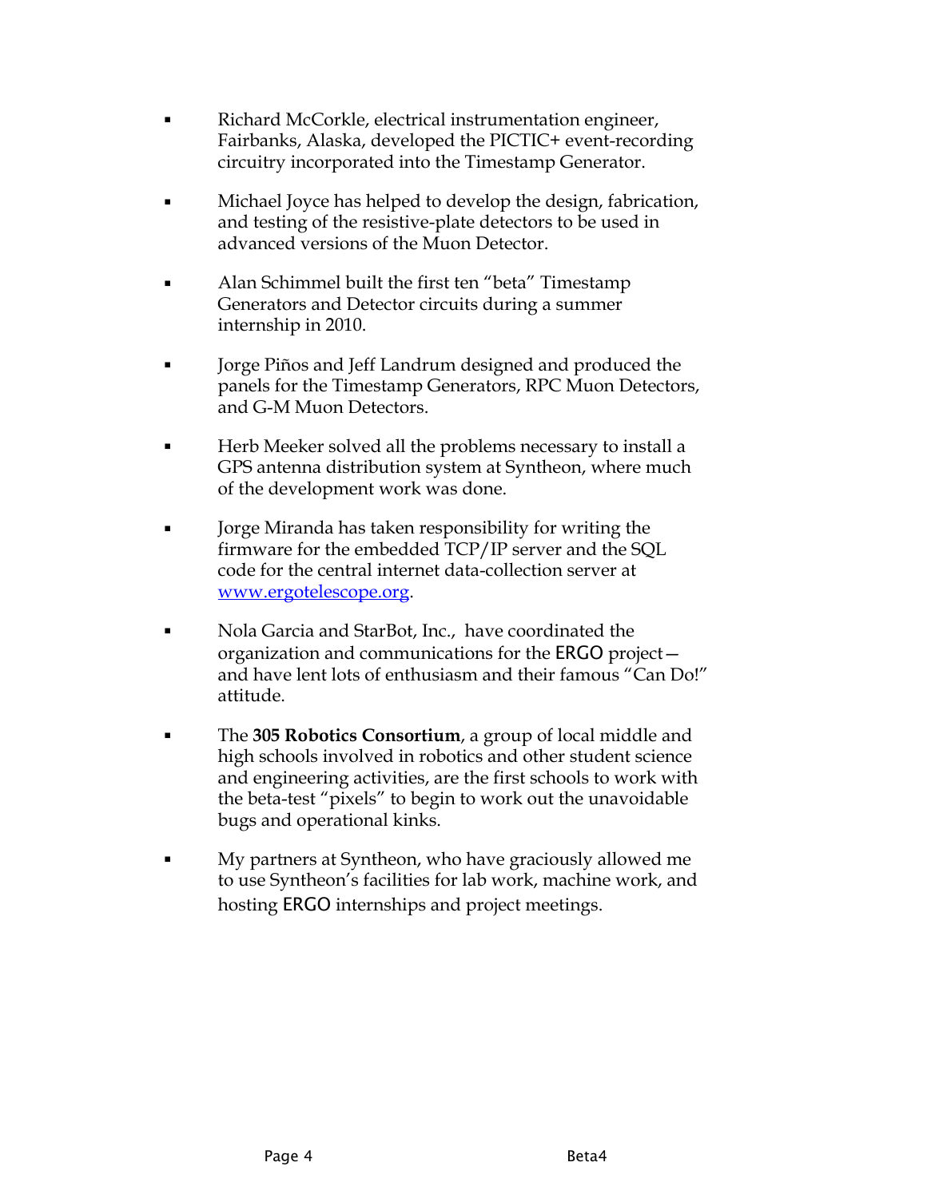- Richard McCorkle, electrical instrumentation engineer, Fairbanks, Alaska, developed the PICTIC+ event-recording circuitry incorporated into the Timestamp Generator.

- Michael Joyce has helped to develop the design, fabrication, and testing of the resistive-plate detectors to be used in advanced versions of the Muon Detector.

- Alan Schimmel built the first ten "beta" Timestamp Generators and Detector circuits during a summer internship in 2010.

- Jorge Piños and Jeff Landrum designed and produced the panels for the Timestamp Generators, RPC Muon Detectors, and G-M Muon Detectors.

- Herb Meeker solved all the problems necessary to install a GPS antenna distribution system at Syntheon, where much of the development work was done.

- Jorge Miranda has taken responsibility for writing the firmware for the embedded TCP/IP server and the SQL code for the central internet data-collection server at [www.ergotelescope.org](http://www.ergotelescope.org).

- Nola Garcia and StarBot, Inc., have coordinated the organization and communications for the ERGO project—and have lent lots of enthusiasm and their famous "Can Do!" attitude.

- The **305 Robotics Consortium**, a group of local middle and high schools involved in robotics and other student science and engineering activities, are the first schools to work with the beta-test "pixels" to begin to work out the unavoidable bugs and operational kinks.

- My partners at Syntheon, who have graciously allowed me to use Syntheon's facilities for lab work, machine work, and hosting ERGO internships and project meetings.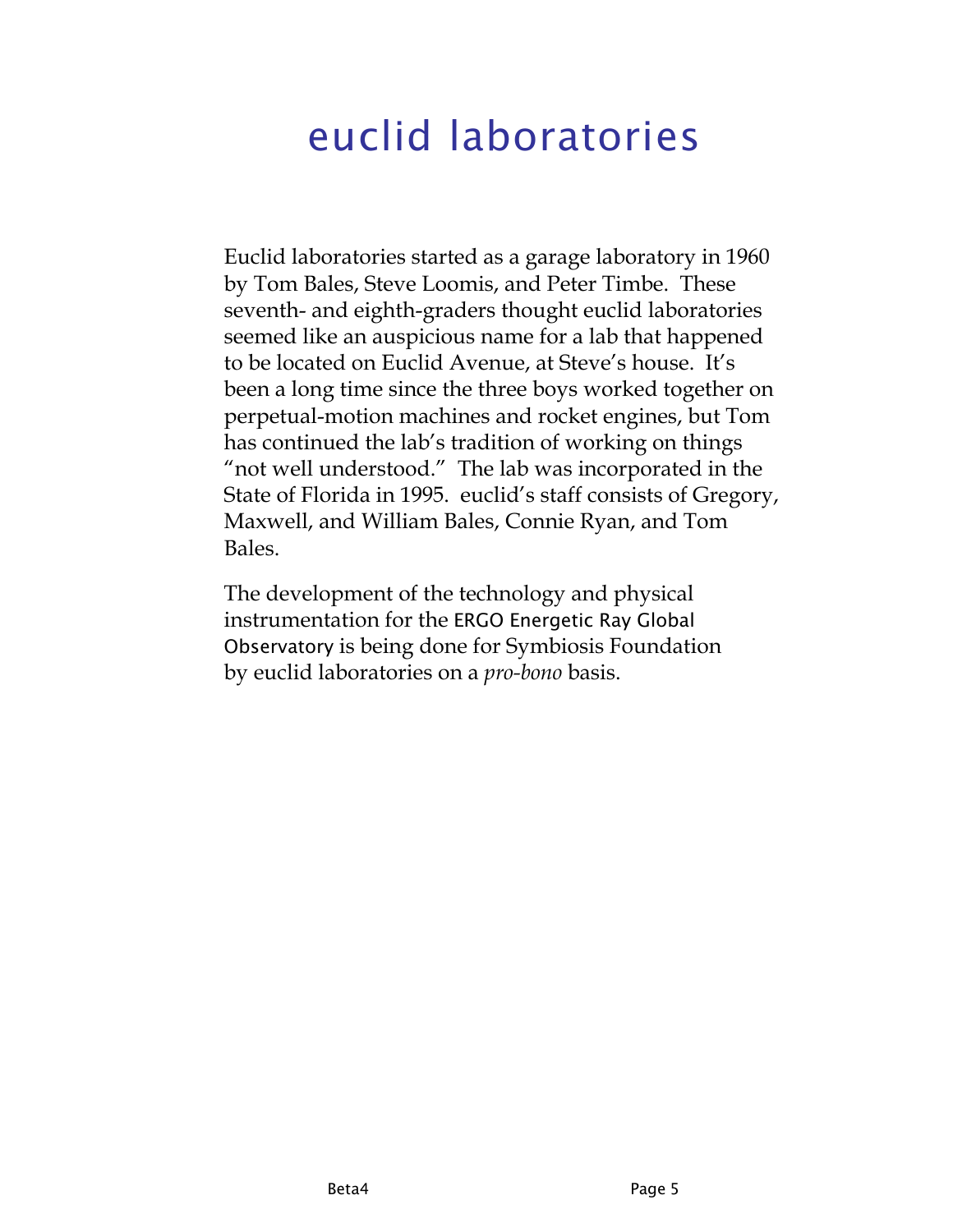# euclid laboratories

Euclid laboratories started as a garage laboratory in 1960 by Tom Bales, Steve Loomis, and Peter Timbe. These seventh- and eighth-graders thought euclid laboratories seemed like an auspicious name for a lab that happened to be located on Euclid Avenue, at Steve's house. It's been a long time since the three boys worked together on perpetual-motion machines and rocket engines, but Tom has continued the lab's tradition of working on things "not well understood." The lab was incorporated in the State of Florida in 1995. euclid's staff consists of Gregory, Maxwell, and William Bales, Connie Ryan, and Tom Bales.

The development of the technology and physical instrumentation for the ERGO Energetic Ray Global Observatory is being done for Symbiosis Foundation by euclid laboratories on a *pro-bono* basis.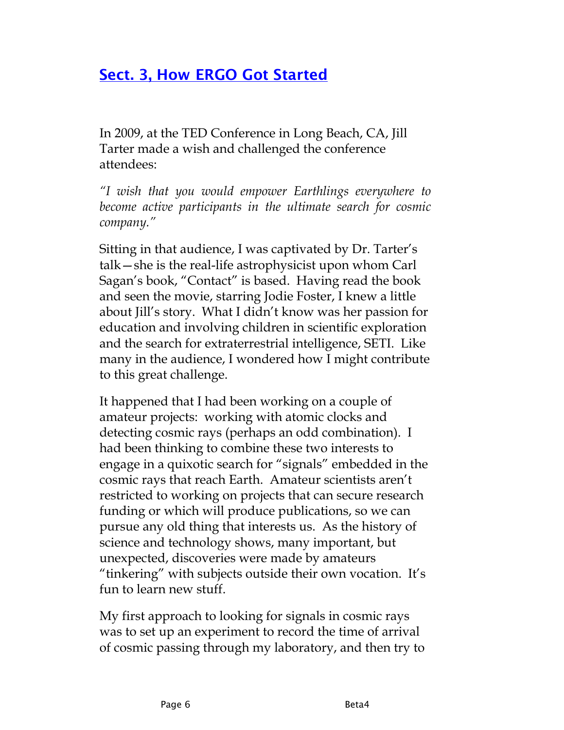## Sect. 3, How ERGO Got Started

In 2009, at the TED Conference in Long Beach, CA, Jill Tarter made a wish and challenged the conference attendees:

*"I wish that you would empower Earthlings everywhere to become active participants in the ultimate search for cosmic company."*

Sitting in that audience, I was captivated by Dr. Tarter's talk—she is the real-life astrophysicist upon whom Carl Sagan's book, "Contact" is based. Having read the book and seen the movie, starring Jodie Foster, I knew a little about Jill's story. What I didn't know was her passion for education and involving children in scientific exploration and the search for extraterrestrial intelligence, SETI. Like many in the audience, I wondered how I might contribute to this great challenge.

It happened that I had been working on a couple of amateur projects: working with atomic clocks and detecting cosmic rays (perhaps an odd combination). I had been thinking to combine these two interests to engage in a quixotic search for "signals" embedded in the cosmic rays that reach Earth. Amateur scientists aren't restricted to working on projects that can secure research funding or which will produce publications, so we can pursue any old thing that interests us. As the history of science and technology shows, many important, but unexpected, discoveries were made by amateurs "tinkering" with subjects outside their own vocation. It's fun to learn new stuff.

My first approach to looking for signals in cosmic rays was to set up an experiment to record the time of arrival of cosmic passing through my laboratory, and then try to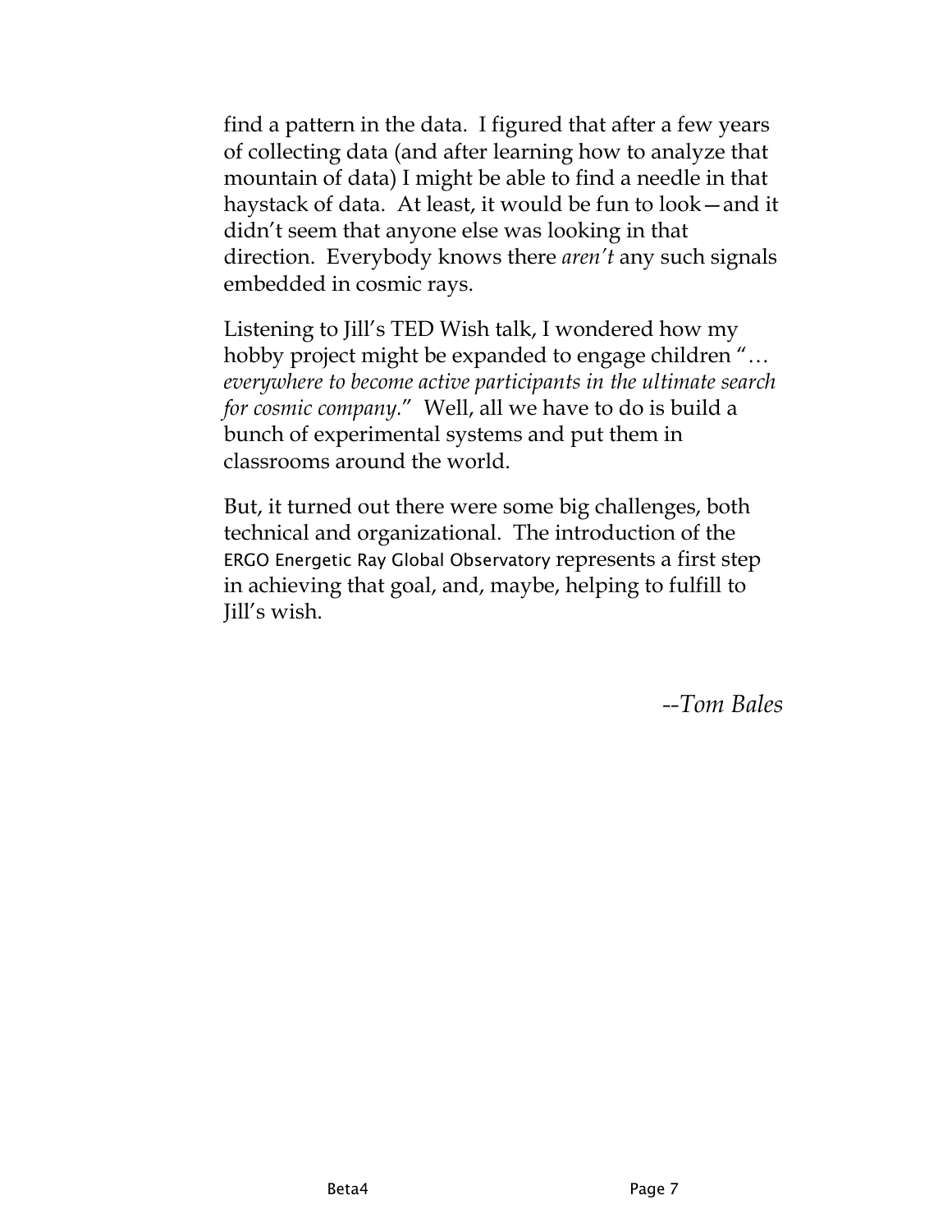find a pattern in the data. I figured that after a few years of collecting data (and after learning how to analyze that mountain of data) I might be able to find a needle in that haystack of data. At least, it would be fun to look—and it didn't seem that anyone else was looking in that direction. Everybody knows there *aren't* any such signals embedded in cosmic rays.

Listening to Jill's TED Wish talk, I wondered how my hobby project might be expanded to engage children "*… everywhere to become active participants in the ultimate search for cosmic company.*" Well, all we have to do is build a bunch of experimental systems and put them in classrooms around the world.

But, it turned out there were some big challenges, both technical and organizational. The introduction of the ERGO Energetic Ray Global Observatory represents a first step in achieving that goal, and, maybe, helping to fulfill to Jill's wish.

*--Tom Bales*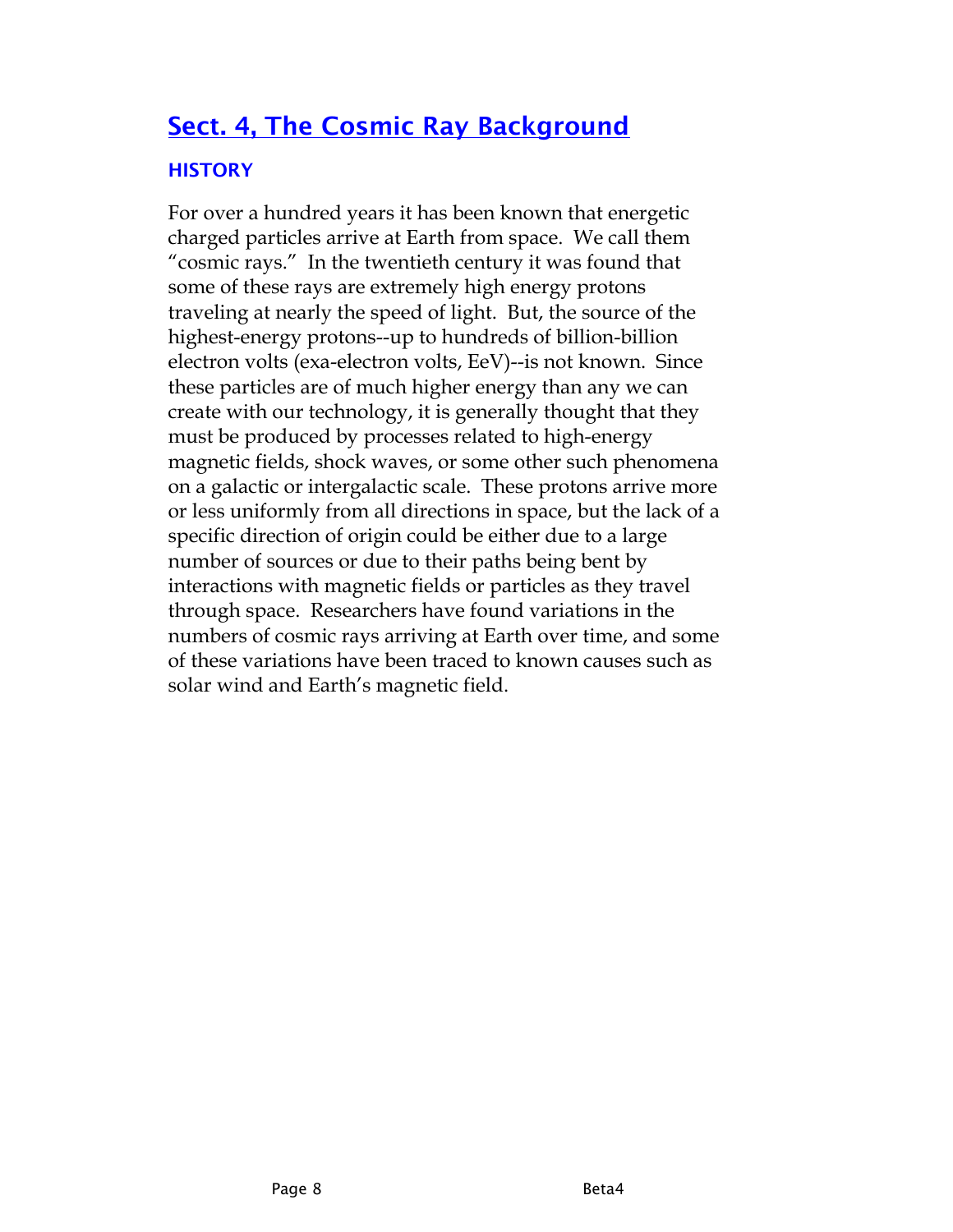# Sect. 4, The Cosmic Ray Background

## HISTORY

For over a hundred years it has been known that energetic charged particles arrive at Earth from space. We call them "cosmic rays." In the twentieth century it was found that some of these rays are extremely high energy protons traveling at nearly the speed of light. But, the source of the highest-energy protons--up to hundreds of billion-billion electron volts (exa-electron volts, EeV)--is not known. Since these particles are of much higher energy than any we can create with our technology, it is generally thought that they must be produced by processes related to high-energy magnetic fields, shock waves, or some other such phenomena on a galactic or intergalactic scale. These protons arrive more or less uniformly from all directions in space, but the lack of a specific direction of origin could be either due to a large number of sources or due to their paths being bent by interactions with magnetic fields or particles as they travel through space. Researchers have found variations in the numbers of cosmic rays arriving at Earth over time, and some of these variations have been traced to known causes such as solar wind and Earth's magnetic field.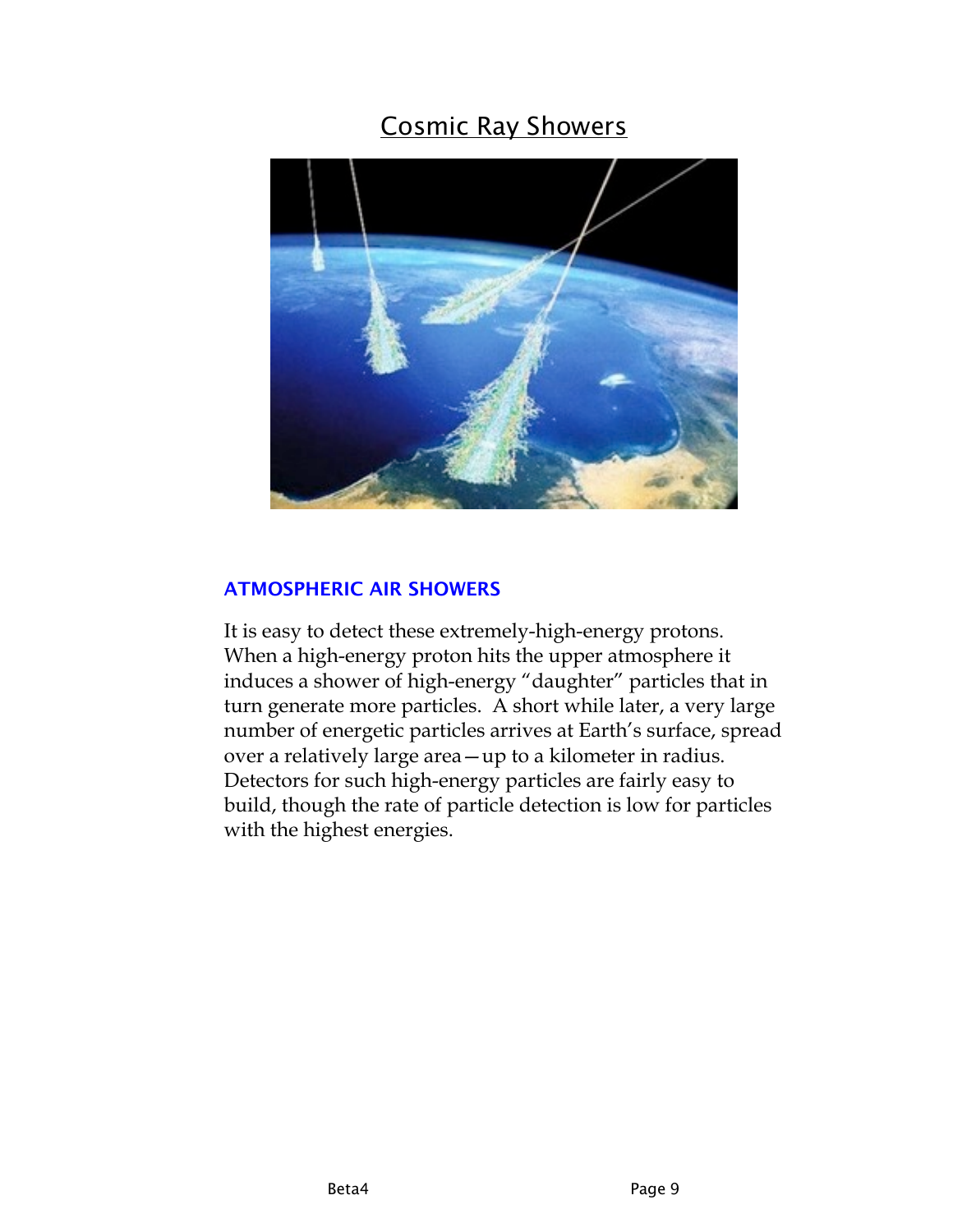# Cosmic Ray Showers

## ATMOSPHERIC AIR SHOWERS

It is easy to detect these extremely-high-energy protons. When a high-energy proton hits the upper atmosphere it induces a shower of high-energy "daughter" particles that in turn generate more particles. A short while later, a very large number of energetic particles arrives at Earth's surface, spread over a relatively large area—up to a kilometer in radius. Detectors for such high-energy particles are fairly easy to build, though the rate of particle detection is low for particles with the highest energies.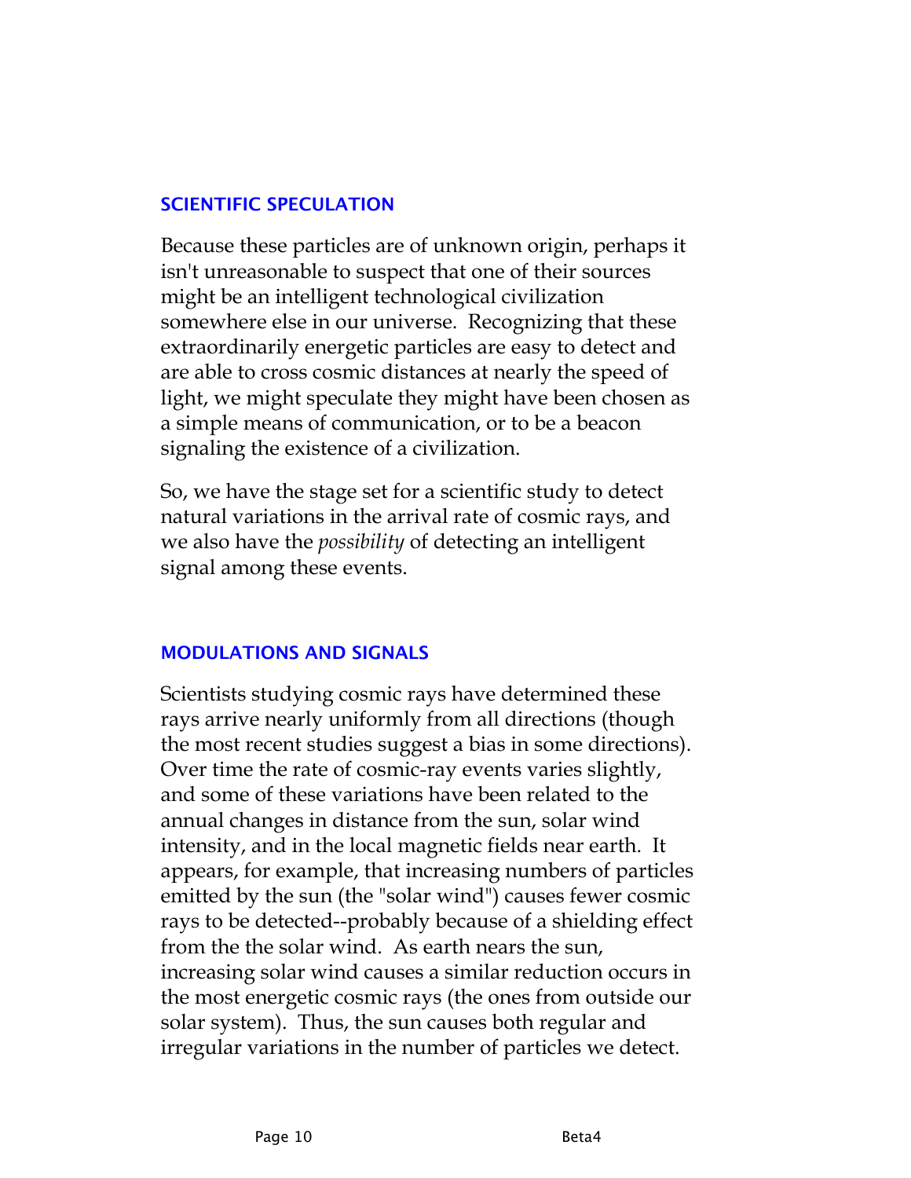## SCIENTIFIC SPECULATION

Because these particles are of unknown origin, perhaps it isn't unreasonable to suspect that one of their sources might be an intelligent technological civilization somewhere else in our universe. Recognizing that these extraordinarily energetic particles are easy to detect and are able to cross cosmic distances at nearly the speed of light, we might speculate they might have been chosen as a simple means of communication, or to be a beacon signaling the existence of a civilization.

So, we have the stage set for a scientific study to detect natural variations in the arrival rate of cosmic rays, and we also have the *possibility* of detecting an intelligent signal among these events.

## MODULATIONS AND SIGNALS

Scientists studying cosmic rays have determined these rays arrive nearly uniformly from all directions (though the most recent studies suggest a bias in some directions). Over time the rate of cosmic-ray events varies slightly, and some of these variations have been related to the annual changes in distance from the sun, solar wind intensity, and in the local magnetic fields near earth. It appears, for example, that increasing numbers of particles emitted by the sun (the "solar wind") causes fewer cosmic rays to be detected--probably because of a shielding effect from the the solar wind. As earth nears the sun, increasing solar wind causes a similar reduction occurs in the most energetic cosmic rays (the ones from outside our solar system). Thus, the sun causes both regular and irregular variations in the number of particles we detect.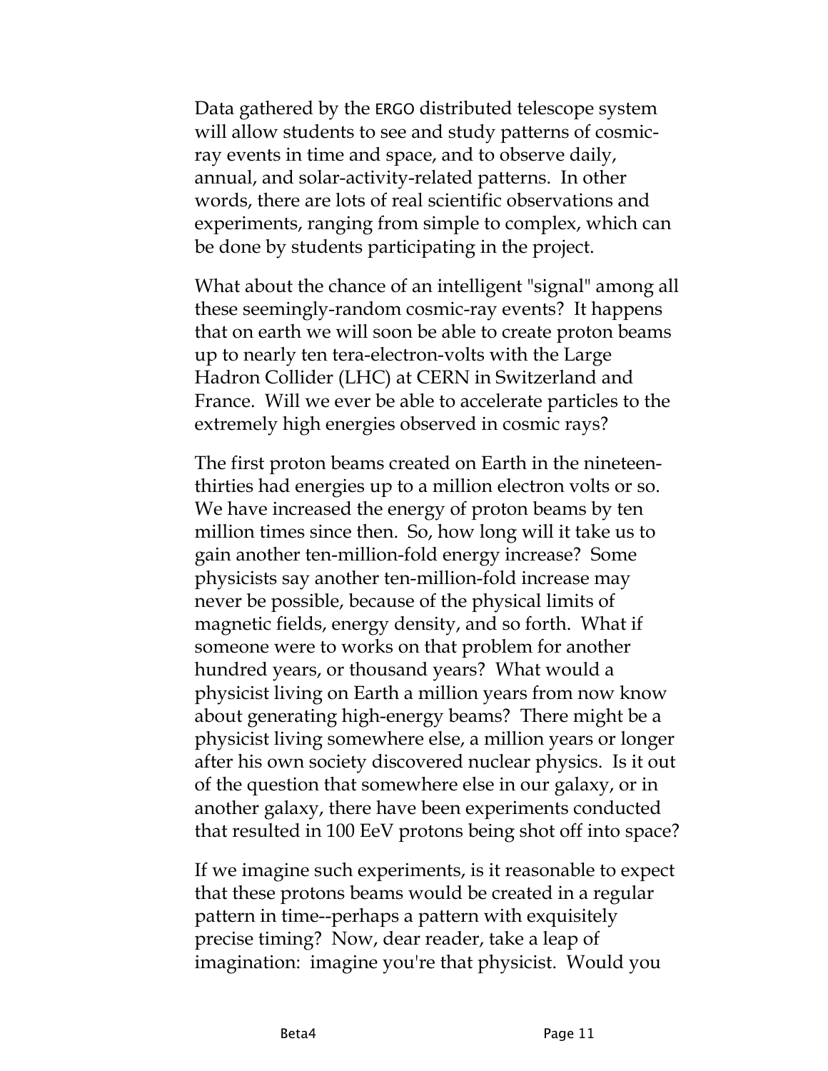Data gathered by the ERGO distributed telescope system will allow students to see and study patterns of cosmic-ray events in time and space, and to observe daily, annual, and solar-activity-related patterns. In other words, there are lots of real scientific observations and experiments, ranging from simple to complex, which can be done by students participating in the project.

What about the chance of an intelligent "signal" among all these seemingly-random cosmic-ray events? It happens that on earth we will soon be able to create proton beams up to nearly ten tera-electron-volts with the Large Hadron Collider (LHC) at CERN in Switzerland and France. Will we ever be able to accelerate particles to the extremely high energies observed in cosmic rays?

The first proton beams created on Earth in the nineteen-thirties had energies up to a million electron volts or so. We have increased the energy of proton beams by ten million times since then. So, how long will it take us to gain another ten-million-fold energy increase? Some physicists say another ten-million-fold increase may never be possible, because of the physical limits of magnetic fields, energy density, and so forth. What if someone were to works on that problem for another hundred years, or thousand years? What would a physicist living on Earth a million years from now know about generating high-energy beams? There might be a physicist living somewhere else, a million years or longer after his own society discovered nuclear physics. Is it out of the question that somewhere else in our galaxy, or in another galaxy, there have been experiments conducted that resulted in 100 EeV protons being shot off into space?

If we imagine such experiments, is it reasonable to expect that these protons beams would be created in a regular pattern in time--perhaps a pattern with exquisitely precise timing? Now, dear reader, take a leap of imagination: imagine you're that physicist. Would you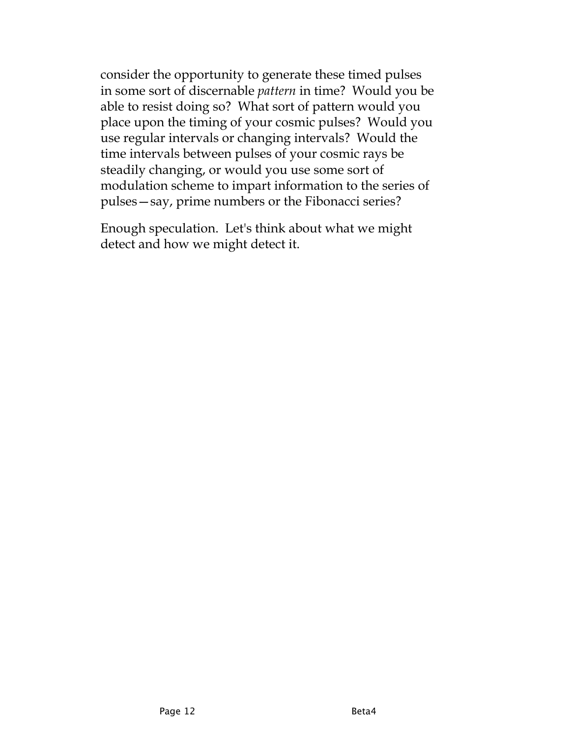consider the opportunity to generate these timed pulses in some sort of discernable *pattern* in time? Would you be able to resist doing so? What sort of pattern would you place upon the timing of your cosmic pulses? Would you use regular intervals or changing intervals? Would the time intervals between pulses of your cosmic rays be steadily changing, or would you use some sort of modulation scheme to impart information to the series of pulses—say, prime numbers or the Fibonacci series?

Enough speculation. Let's think about what we might detect and how we might detect it.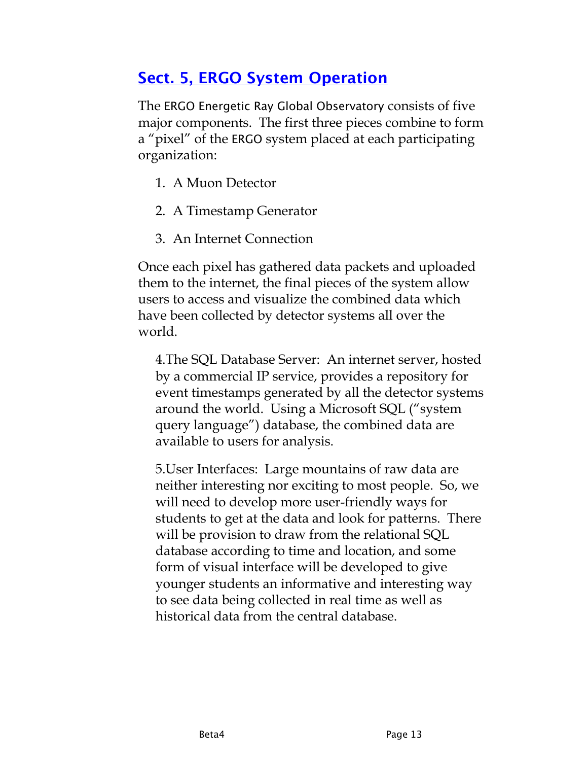## Sect. 5, ERGO System Operation

The ERGO Energetic Ray Global Observatory consists of five major components. The first three pieces combine to form a "pixel" of the ERGO system placed at each participating organization:

1. A Muon Detector
2. A Timestamp Generator
3. An Internet Connection

Once each pixel has gathered data packets and uploaded them to the internet, the final pieces of the system allow users to access and visualize the combined data which have been collected by detector systems all over the world.

4. The SQL Database Server: An internet server, hosted by a commercial IP service, provides a repository for event timestamps generated by all the detector systems around the world. Using a Microsoft SQL ("system query language") database, the combined data are available to users for analysis.

5. User Interfaces: Large mountains of raw data are neither interesting nor exciting to most people. So, we will need to develop more user-friendly ways for students to get at the data and look for patterns. There will be provision to draw from the relational SQL database according to time and location, and some form of visual interface will be developed to give younger students an informative and interesting way to see data being collected in real time as well as historical data from the central database.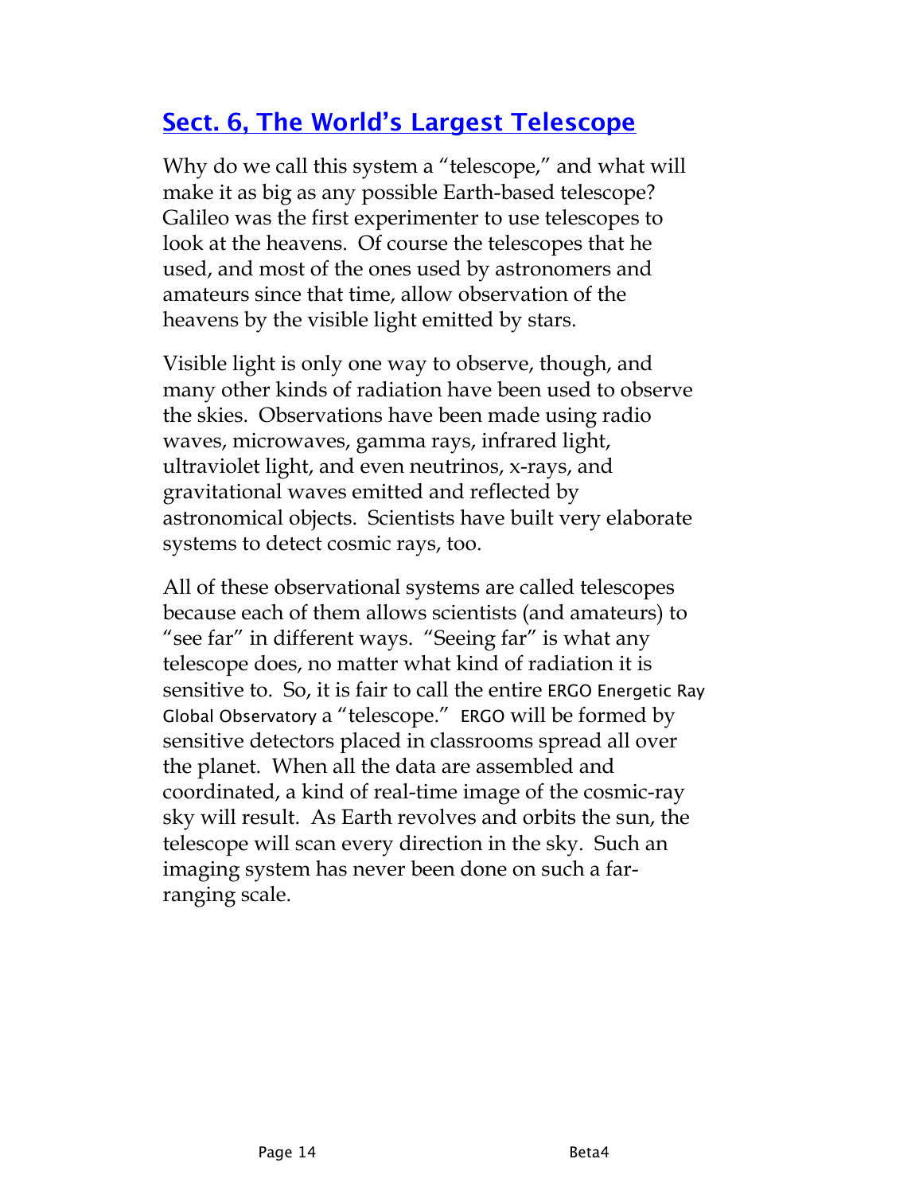## Sect. 6, The World's Largest Telescope

Why do we call this system a "telescope," and what will make it as big as any possible Earth-based telescope? Galileo was the first experimenter to use telescopes to look at the heavens. Of course the telescopes that he used, and most of the ones used by astronomers and amateurs since that time, allow observation of the heavens by the visible light emitted by stars.

Visible light is only one way to observe, though, and many other kinds of radiation have been used to observe the skies. Observations have been made using radio waves, microwaves, gamma rays, infrared light, ultraviolet light, and even neutrinos, x-rays, and gravitational waves emitted and reflected by astronomical objects. Scientists have built very elaborate systems to detect cosmic rays, too.

All of these observational systems are called telescopes because each of them allows scientists (and amateurs) to "see far" in different ways. "Seeing far" is what any telescope does, no matter what kind of radiation it is sensitive to. So, it is fair to call the entire ERGO Energetic Ray Global Observatory a "telescope." ERGO will be formed by sensitive detectors placed in classrooms spread all over the planet. When all the data are assembled and coordinated, a kind of real-time image of the cosmic-ray sky will result. As Earth revolves and orbits the sun, the telescope will scan every direction in the sky. Such an imaging system has never been done on such a far-ranging scale.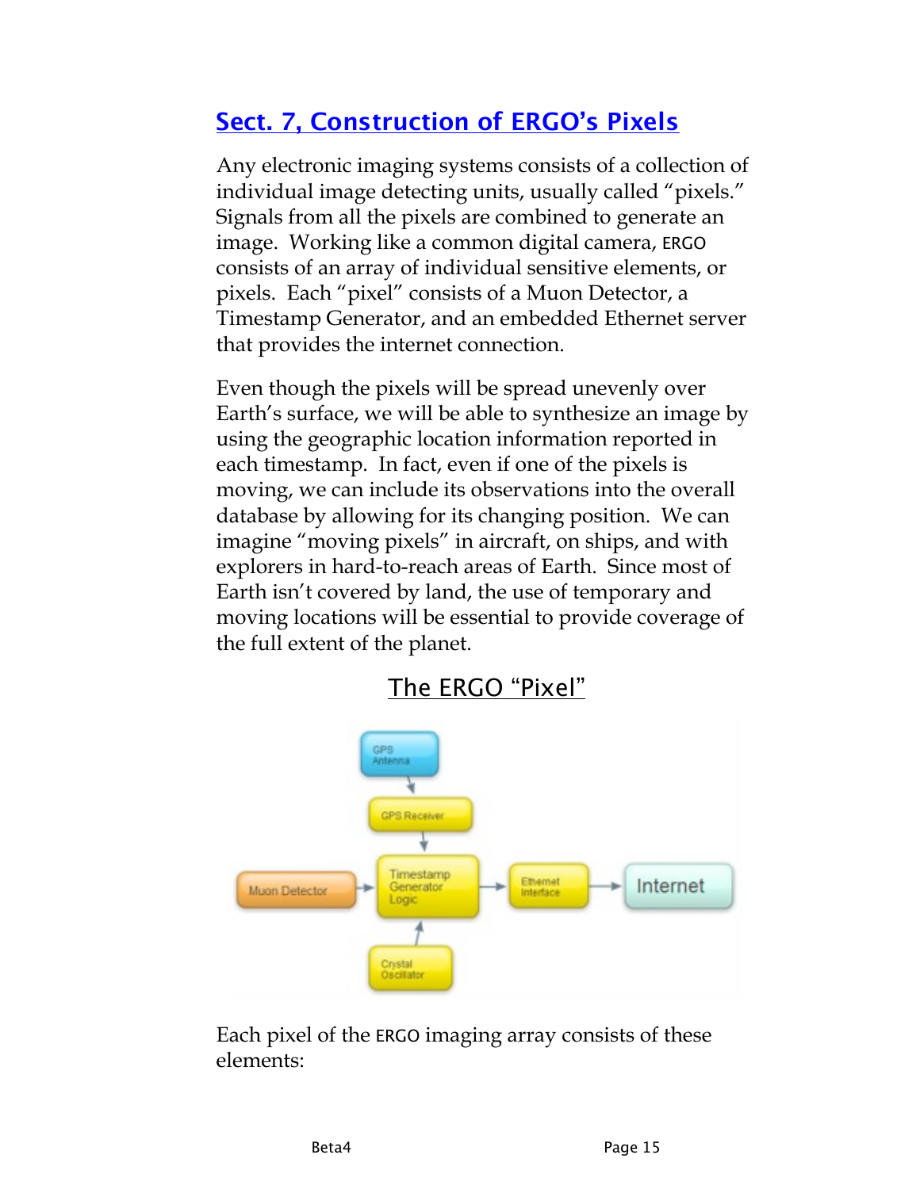## Sect. 7, Construction of ERGO's Pixels

Any electronic imaging systems consists of a collection of individual image detecting units, usually called "pixels." Signals from all the pixels are combined to generate an image. Working like a common digital camera, ERGO consists of an array of individual sensitive elements, or pixels. Each "pixel" consists of a Muon Detector, a Timestamp Generator, and an embedded Ethernet server that provides the internet connection.

Even though the pixels will be spread unevenly over Earth's surface, we will be able to synthesize an image by using the geographic location information reported in each timestamp. In fact, even if one of the pixels is moving, we can include its observations into the overall database by allowing for its changing position. We can imagine "moving pixels" in aircraft, on ships, and with explorers in hard-to-reach areas of Earth. Since most of Earth isn't covered by land, the use of temporary and moving locations will be essential to provide coverage of the full extent of the planet.

The ERGO "Pixel"

GPS Antenna → GPS Receiver → Timestamp Generator Logic

Muon Detector → Timestamp Generator Logic

Crystal Oscillator → Timestamp Generator Logic

Timestamp Generator Logic → Ethernet Interface → Internet

Each pixel of the ERGO imaging array consists of these elements: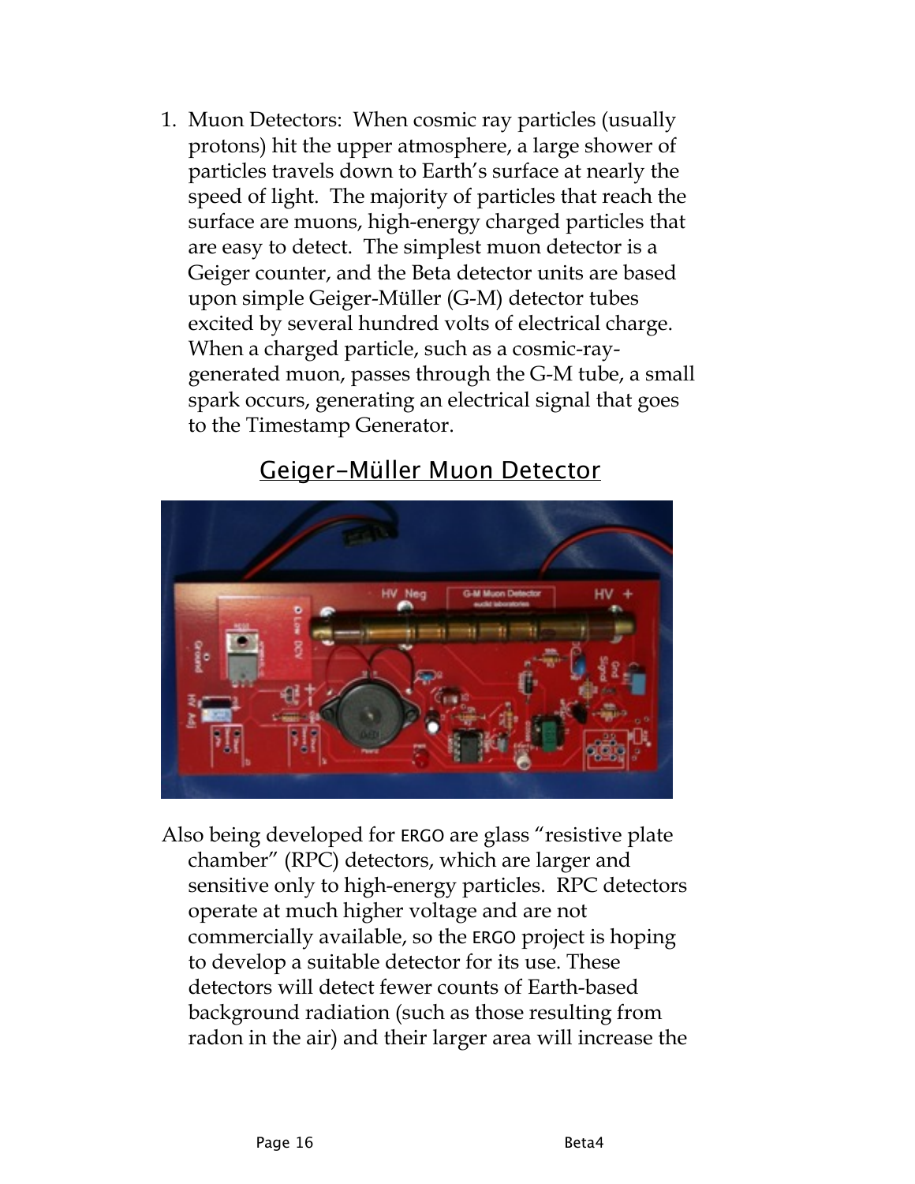1. Muon Detectors: When cosmic ray particles (usually protons) hit the upper atmosphere, a large shower of particles travels down to Earth's surface at nearly the speed of light. The majority of particles that reach the surface are muons, high-energy charged particles that are easy to detect. The simplest muon detector is a Geiger counter, and the Beta detector units are based upon simple Geiger-Müller (G-M) detector tubes excited by several hundred volts of electrical charge. When a charged particle, such as a cosmic-ray-generated muon, passes through the G-M tube, a small spark occurs, generating an electrical signal that goes to the Timestamp Generator.

<u>Geiger-Müller Muon Detector</u>

Also being developed for ERGO are glass "resistive plate chamber" (RPC) detectors, which are larger and sensitive only to high-energy particles. RPC detectors operate at much higher voltage and are not commercially available, so the ERGO project is hoping to develop a suitable detector for its use. These detectors will detect fewer counts of Earth-based background radiation (such as those resulting from radon in the air) and their larger area will increase the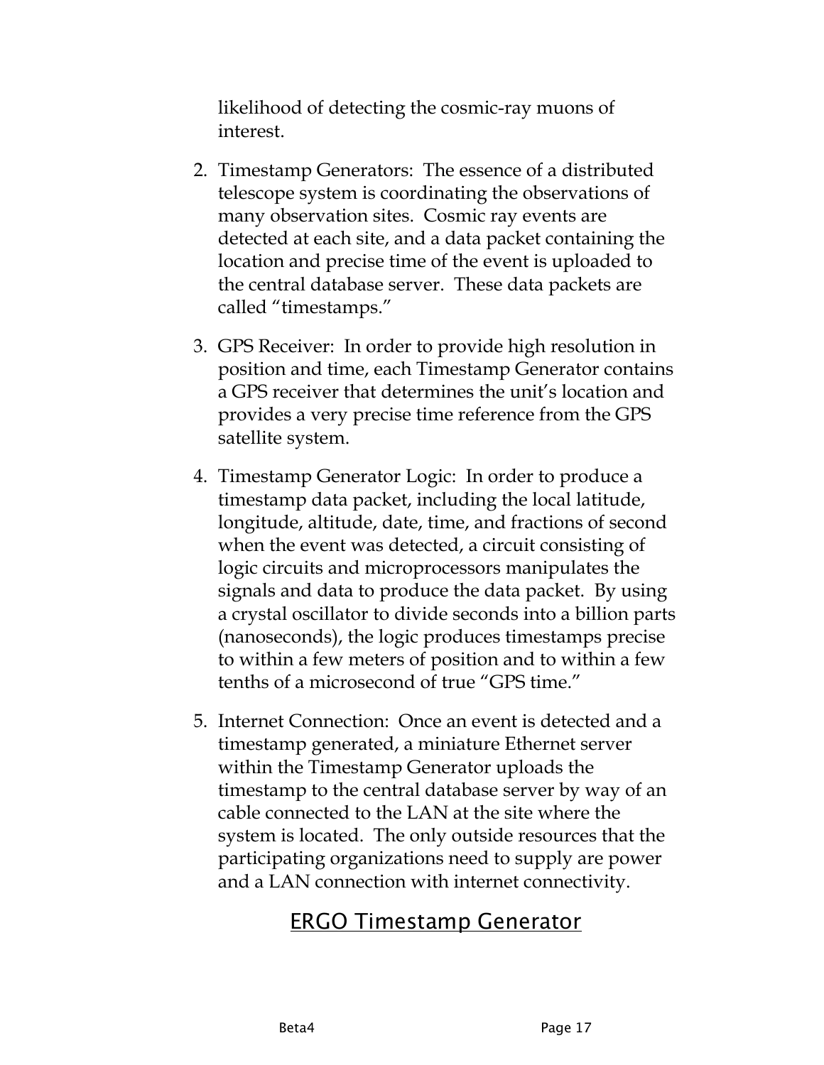likelihood of detecting the cosmic-ray muons of interest.

2. Timestamp Generators: The essence of a distributed telescope system is coordinating the observations of many observation sites. Cosmic ray events are detected at each site, and a data packet containing the location and precise time of the event is uploaded to the central database server. These data packets are called “timestamps.”

3. GPS Receiver: In order to provide high resolution in position and time, each Timestamp Generator contains a GPS receiver that determines the unit’s location and provides a very precise time reference from the GPS satellite system.

4. Timestamp Generator Logic: In order to produce a timestamp data packet, including the local latitude, longitude, altitude, date, time, and fractions of second when the event was detected, a circuit consisting of logic circuits and microprocessors manipulates the signals and data to produce the data packet. By using a crystal oscillator to divide seconds into a billion parts (nanoseconds), the logic produces timestamps precise to within a few meters of position and to within a few tenths of a microsecond of true “GPS time.”

5. Internet Connection: Once an event is detected and a timestamp generated, a miniature Ethernet server within the Timestamp Generator uploads the timestamp to the central database server by way of an cable connected to the LAN at the site where the system is located. The only outside resources that the participating organizations need to supply are power and a LAN connection with internet connectivity.

## ERGO Timestamp Generator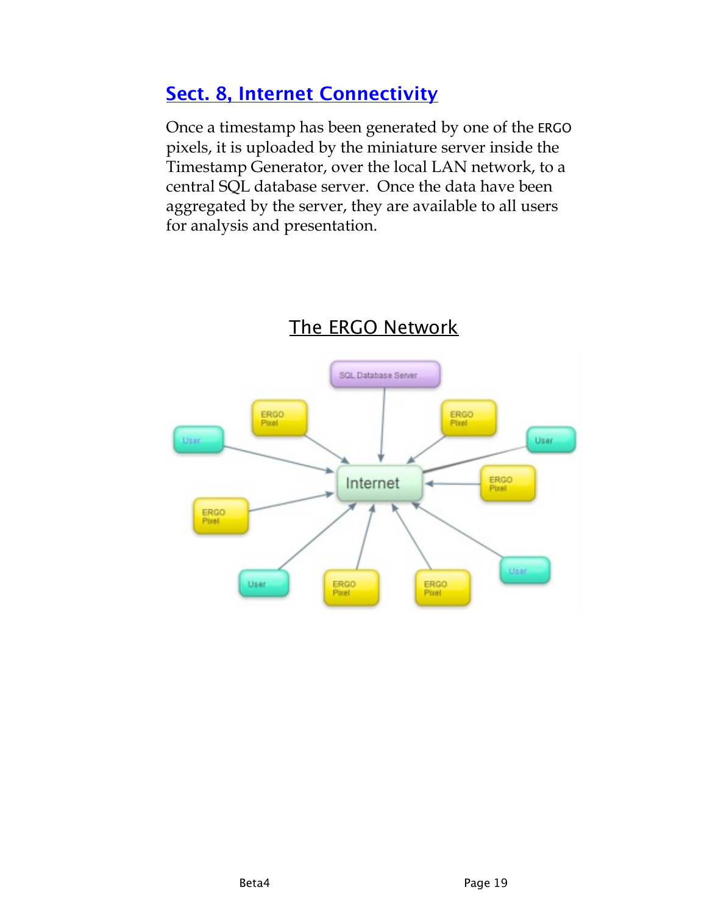## Sect. 8, Internet Connectivity

Once a timestamp has been generated by one of the ERGO pixels, it is uploaded by the miniature server inside the Timestamp Generator, over the local LAN network, to a central SQL database server. Once the data have been aggregated by the server, they are available to all users for analysis and presentation.

The ERGO Network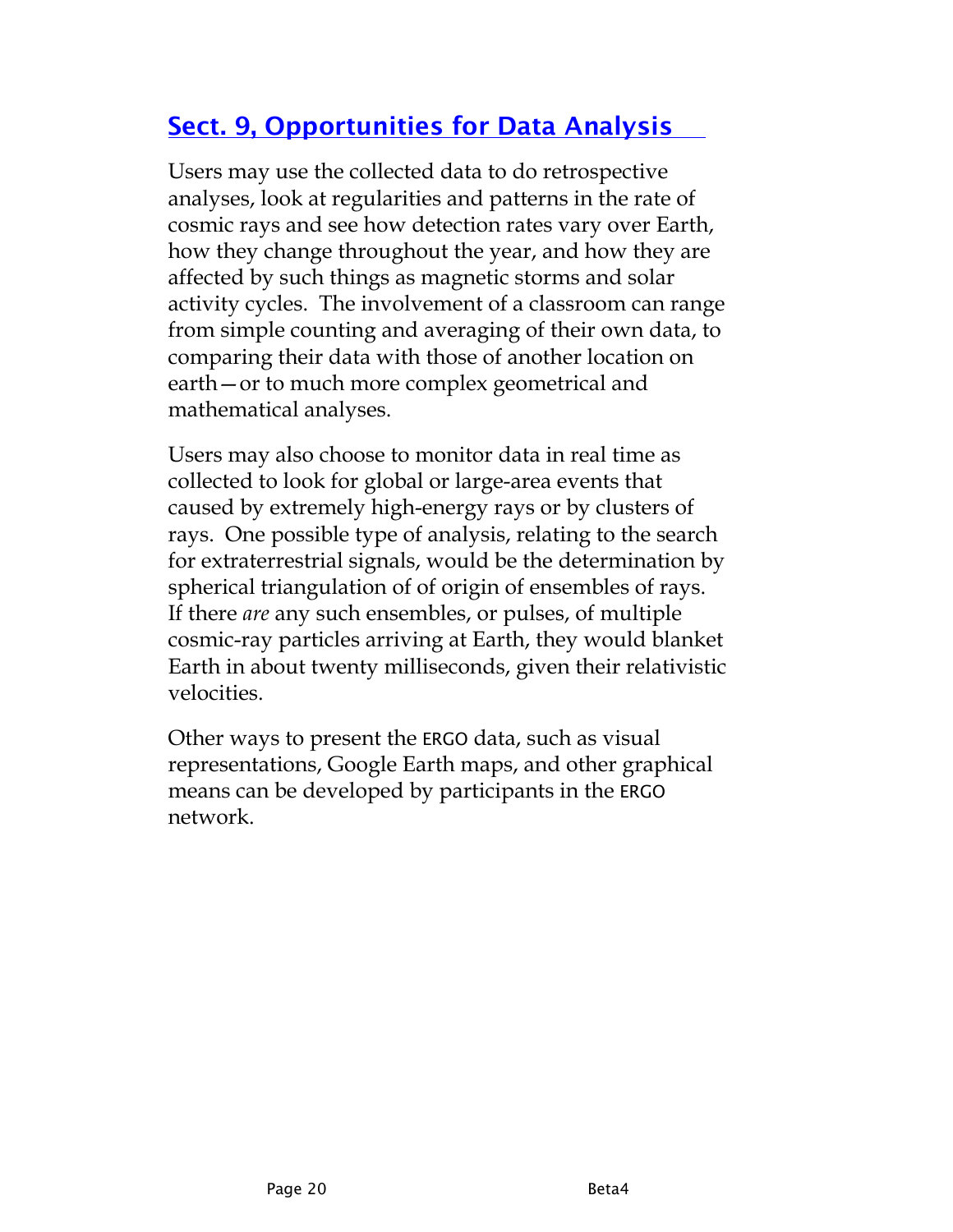## Sect. 9, Opportunities for Data Analysis

Users may use the collected data to do retrospective analyses, look at regularities and patterns in the rate of cosmic rays and see how detection rates vary over Earth, how they change throughout the year, and how they are affected by such things as magnetic storms and solar activity cycles. The involvement of a classroom can range from simple counting and averaging of their own data, to comparing their data with those of another location on earth—or to much more complex geometrical and mathematical analyses.

Users may also choose to monitor data in real time as collected to look for global or large-area events that caused by extremely high-energy rays or by clusters of rays. One possible type of analysis, relating to the search for extraterrestrial signals, would be the determination by spherical triangulation of of origin of ensembles of rays. If there *are* any such ensembles, or pulses, of multiple cosmic-ray particles arriving at Earth, they would blanket Earth in about twenty milliseconds, given their relativistic velocities.

Other ways to present the ERGO data, such as visual representations, Google Earth maps, and other graphical means can be developed by participants in the ERGO network.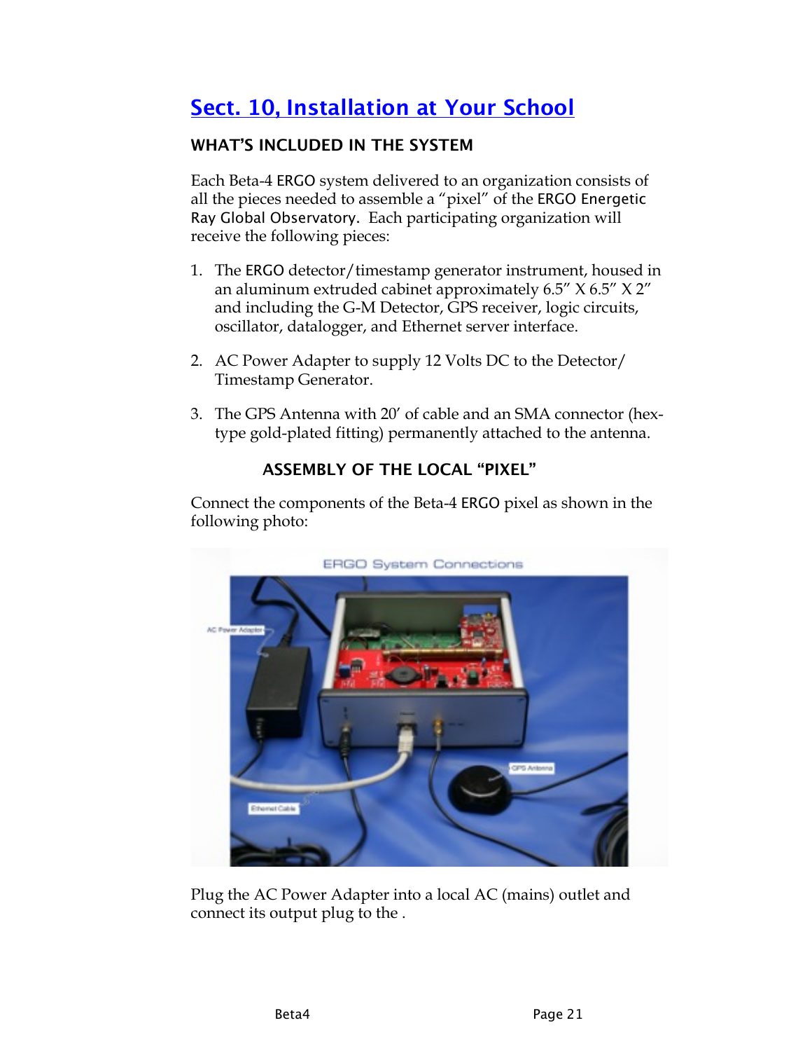## [Sect. 10, Installation at Your School]()

### WHAT'S INCLUDED IN THE SYSTEM

Each Beta-4 ERGO system delivered to an organization consists of all the pieces needed to assemble a "pixel" of the ERGO Energetic Ray Global Observatory. Each participating organization will receive the following pieces:

1. The ERGO detector/timestamp generator instrument, housed in an aluminum extruded cabinet approximately 6.5" X 6.5" X 2" and including the G-M Detector, GPS receiver, logic circuits, oscillator, datalogger, and Ethernet server interface.

2. AC Power Adapter to supply 12 Volts DC to the Detector/ Timestamp Generator.

3. The GPS Antenna with 20' of cable and an SMA connector (hex-type gold-plated fitting) permanently attached to the antenna.

### ASSEMBLY OF THE LOCAL "PIXEL"

Connect the components of the Beta-4 ERGO pixel as shown in the following photo:

Plug the AC Power Adapter into a local AC (mains) outlet and connect its output plug to the .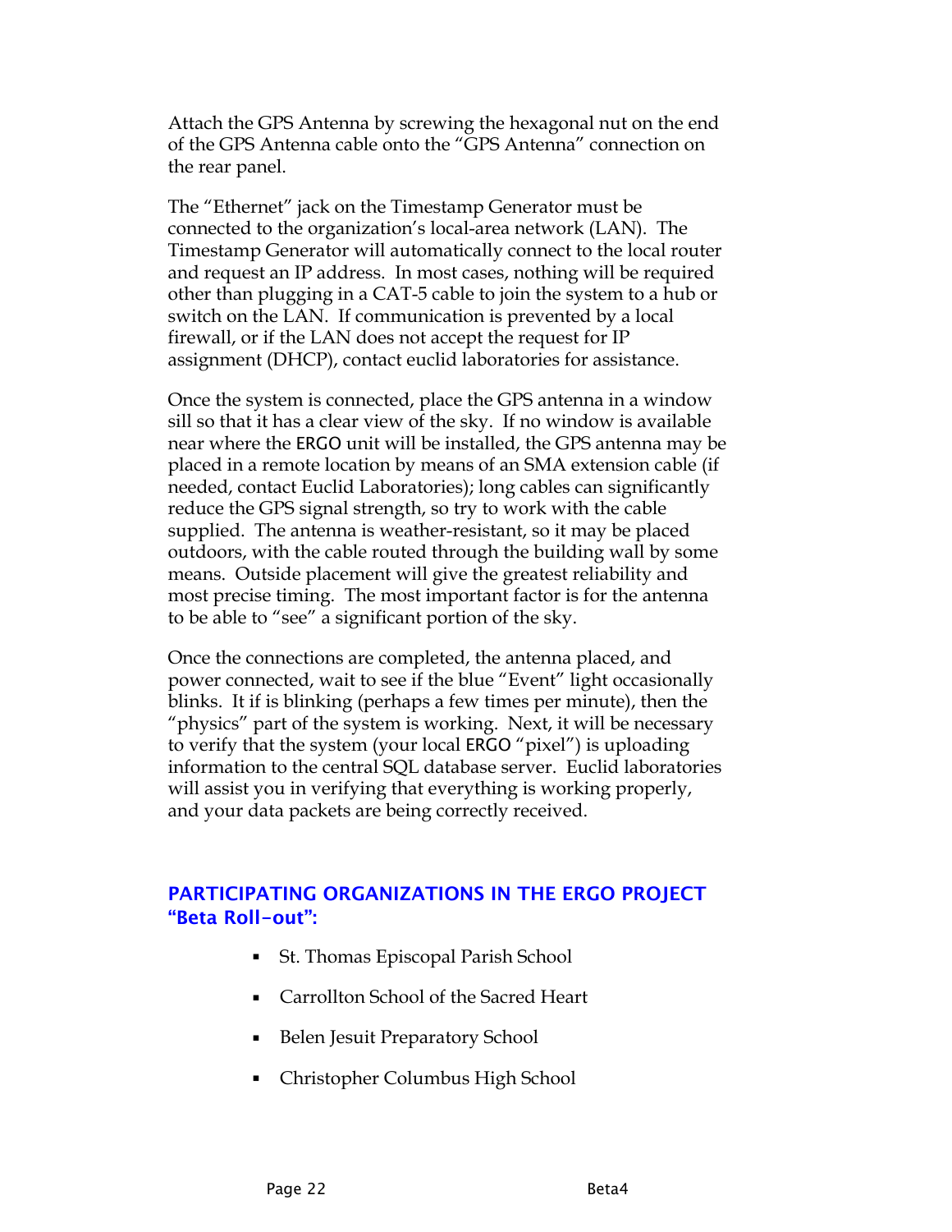Attach the GPS Antenna by screwing the hexagonal nut on the end of the GPS Antenna cable onto the "GPS Antenna" connection on the rear panel.

The "Ethernet" jack on the Timestamp Generator must be connected to the organization's local-area network (LAN). The Timestamp Generator will automatically connect to the local router and request an IP address. In most cases, nothing will be required other than plugging in a CAT-5 cable to join the system to a hub or switch on the LAN. If communication is prevented by a local firewall, or if the LAN does not accept the request for IP assignment (DHCP), contact euclid laboratories for assistance.

Once the system is connected, place the GPS antenna in a window sill so that it has a clear view of the sky. If no window is available near where the ERGO unit will be installed, the GPS antenna may be placed in a remote location by means of an SMA extension cable (if needed, contact Euclid Laboratories); long cables can significantly reduce the GPS signal strength, so try to work with the cable supplied. The antenna is weather-resistant, so it may be placed outdoors, with the cable routed through the building wall by some means. Outside placement will give the greatest reliability and most precise timing. The most important factor is for the antenna to be able to "see" a significant portion of the sky.

Once the connections are completed, the antenna placed, and power connected, wait to see if the blue "Event" light occasionally blinks. It if is blinking (perhaps a few times per minute), then the "physics" part of the system is working. Next, it will be necessary to verify that the system (your local ERGO "pixel") is uploading information to the central SQL database server. Euclid laboratories will assist you in verifying that everything is working properly, and your data packets are being correctly received.

## PARTICIPATING ORGANIZATIONS IN THE ERGO PROJECT "Beta Roll-out":

- St. Thomas Episcopal Parish School
- Carrollton School of the Sacred Heart
- Belen Jesuit Preparatory School
- Christopher Columbus High School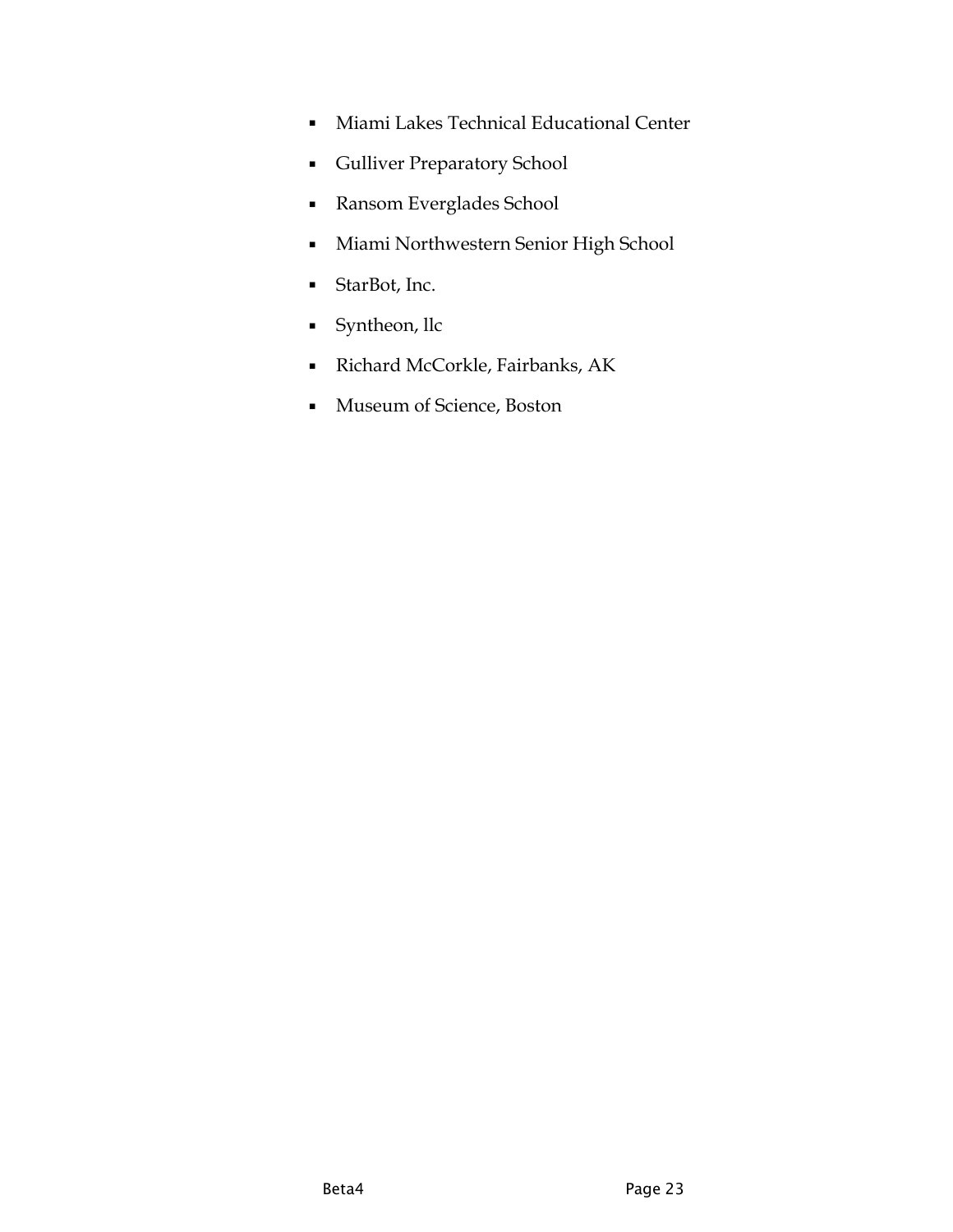- Miami Lakes Technical Educational Center
- Gulliver Preparatory School
- Ransom Everglades School
- Miami Northwestern Senior High School
- StarBot, Inc.
- Syntheon, llc
- Richard McCorkle, Fairbanks, AK
- Museum of Science, Boston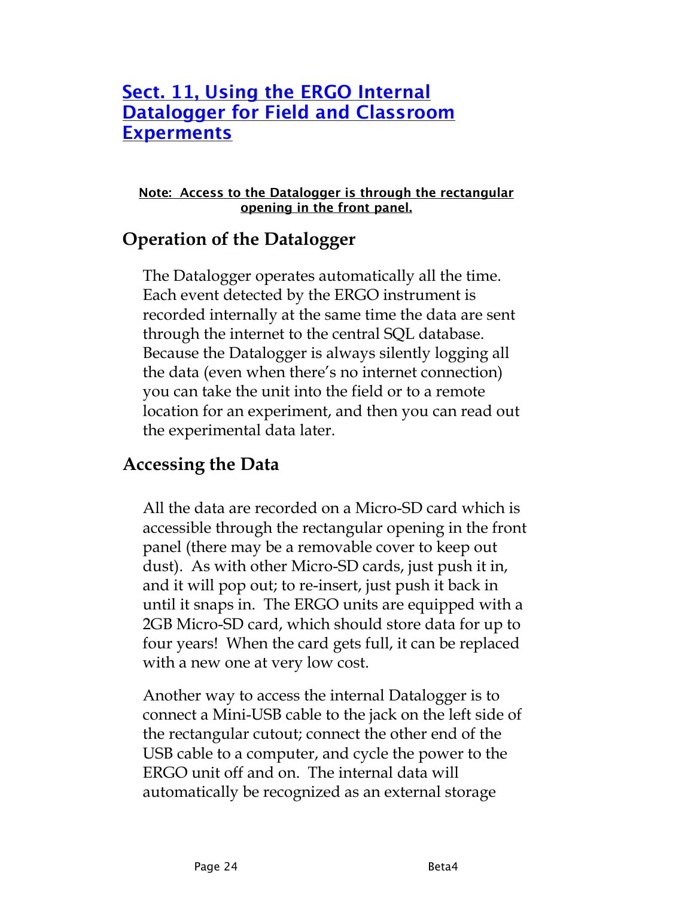# Sect. 11, Using the ERGO Internal Datalogger for Field and Classroom Experments

**Note: Access to the Datalogger is through the rectangular opening in the front panel.**

## Operation of the Datalogger

The Datalogger operates automatically all the time. Each event detected by the ERGO instrument is recorded internally at the same time the data are sent through the internet to the central SQL database. Because the Datalogger is always silently logging all the data (even when there's no internet connection) you can take the unit into the field or to a remote location for an experiment, and then you can read out the experimental data later.

## Accessing the Data

All the data are recorded on a Micro-SD card which is accessible through the rectangular opening in the front panel (there may be a removable cover to keep out dust). As with other Micro-SD cards, just push it in, and it will pop out; to re-insert, just push it back in until it snaps in. The ERGO units are equipped with a 2GB Micro-SD card, which should store data for up to four years! When the card gets full, it can be replaced with a new one at very low cost.

Another way to access the internal Datalogger is to connect a Mini-USB cable to the jack on the left side of the rectangular cutout; connect the other end of the USB cable to a computer, and cycle the power to the ERGO unit off and on. The internal data will automatically be recognized as an external storage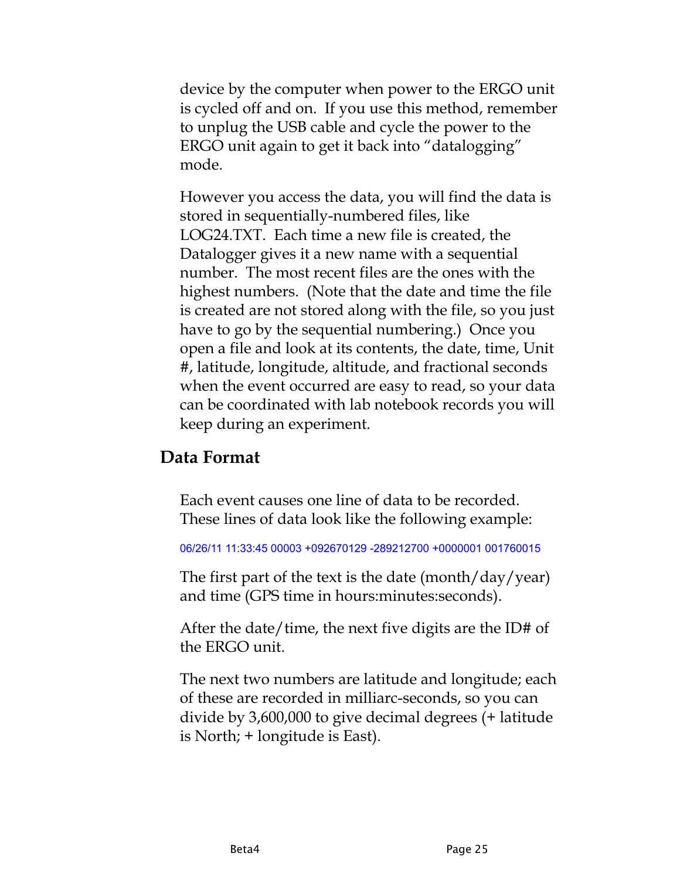device by the computer when power to the ERGO unit is cycled off and on. If you use this method, remember to unplug the USB cable and cycle the power to the ERGO unit again to get it back into "datalogging" mode.

However you access the data, you will find the data is stored in sequentially-numbered files, like LOG24.TXT. Each time a new file is created, the Datalogger gives it a new name with a sequential number. The most recent files are the ones with the highest numbers. (Note that the date and time the file is created are not stored along with the file, so you just have to go by the sequential numbering.) Once you open a file and look at its contents, the date, time, Unit #, latitude, longitude, altitude, and fractional seconds when the event occurred are easy to read, so your data can be coordinated with lab notebook records you will keep during an experiment.

## Data Format

Each event causes one line of data to be recorded. These lines of data look like the following example:

```
06/26/11 11:33:45 00003 +092670129 -289212700 +0000001 001760015
```

The first part of the text is the date (month/day/year) and time (GPS time in hours:minutes:seconds).

After the date/time, the next five digits are the ID# of the ERGO unit.

The next two numbers are latitude and longitude; each of these are recorded in milliarc-seconds, so you can divide by 3,600,000 to give decimal degrees (+ latitude is North; + longitude is East).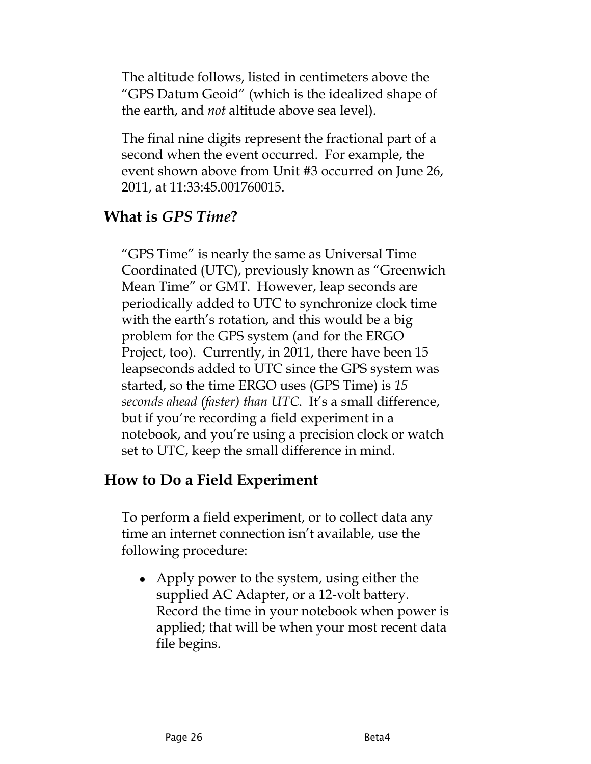The altitude follows, listed in centimeters above the "GPS Datum Geoid" (which is the idealized shape of the earth, and *not* altitude above sea level).

The final nine digits represent the fractional part of a second when the event occurred. For example, the event shown above from Unit #3 occurred on June 26, 2011, at 11:33:45.001760015.

## What is *GPS Time*?

"GPS Time" is nearly the same as Universal Time Coordinated (UTC), previously known as "Greenwich Mean Time" or GMT. However, leap seconds are periodically added to UTC to synchronize clock time with the earth's rotation, and this would be a big problem for the GPS system (and for the ERGO Project, too). Currently, in 2011, there have been 15 leapseconds added to UTC since the GPS system was started, so the time ERGO uses (GPS Time) is *15 seconds ahead (faster) than UTC*. It's a small difference, but if you're recording a field experiment in a notebook, and you're using a precision clock or watch set to UTC, keep the small difference in mind.

## How to Do a Field Experiment

To perform a field experiment, or to collect data any time an internet connection isn't available, use the following procedure:

- Apply power to the system, using either the supplied AC Adapter, or a 12-volt battery. Record the time in your notebook when power is applied; that will be when your most recent data file begins.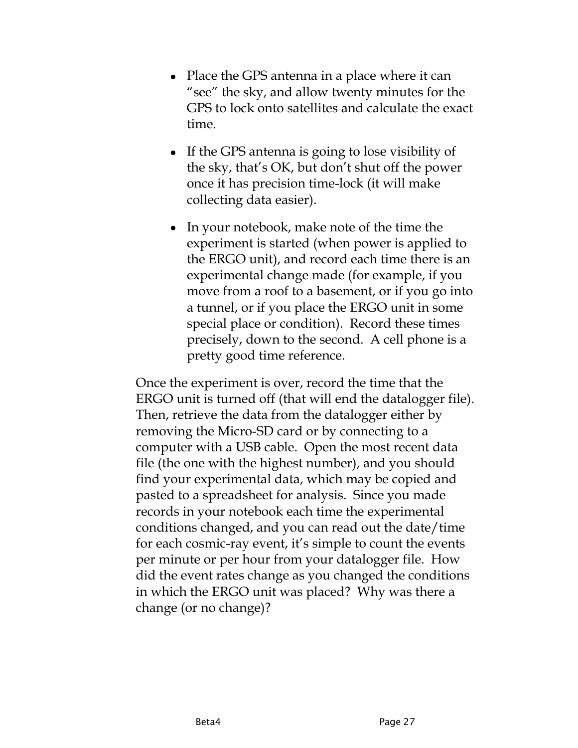- Place the GPS antenna in a place where it can "see" the sky, and allow twenty minutes for the GPS to lock onto satellites and calculate the exact time.

- If the GPS antenna is going to lose visibility of the sky, that's OK, but don't shut off the power once it has precision time-lock (it will make collecting data easier).

- In your notebook, make note of the time the experiment is started (when power is applied to the ERGO unit), and record each time there is an experimental change made (for example, if you move from a roof to a basement, or if you go into a tunnel, or if you place the ERGO unit in some special place or condition). Record these times precisely, down to the second. A cell phone is a pretty good time reference.

Once the experiment is over, record the time that the ERGO unit is turned off (that will end the datalogger file). Then, retrieve the data from the datalogger either by removing the Micro-SD card or by connecting to a computer with a USB cable. Open the most recent data file (the one with the highest number), and you should find your experimental data, which may be copied and pasted to a spreadsheet for analysis. Since you made records in your notebook each time the experimental conditions changed, and you can read out the date/time for each cosmic-ray event, it's simple to count the events per minute or per hour from your datalogger file. How did the event rates change as you changed the conditions in which the ERGO unit was placed? Why was there a change (or no change)?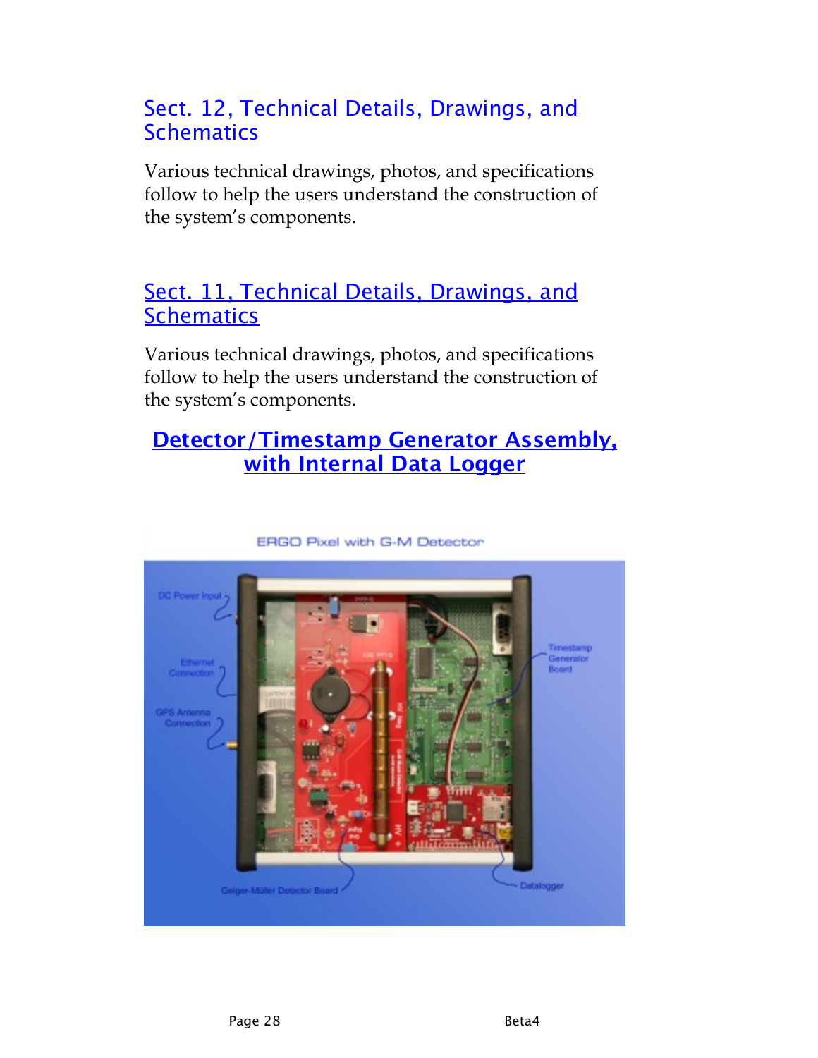## Sect. 12, Technical Details, Drawings, and Schematics

Various technical drawings, photos, and specifications follow to help the users understand the construction of the system's components.

## Sect. 11, Technical Details, Drawings, and Schematics

Various technical drawings, photos, and specifications follow to help the users understand the construction of the system's components.

### Detector/Timestamp Generator Assembly, with Internal Data Logger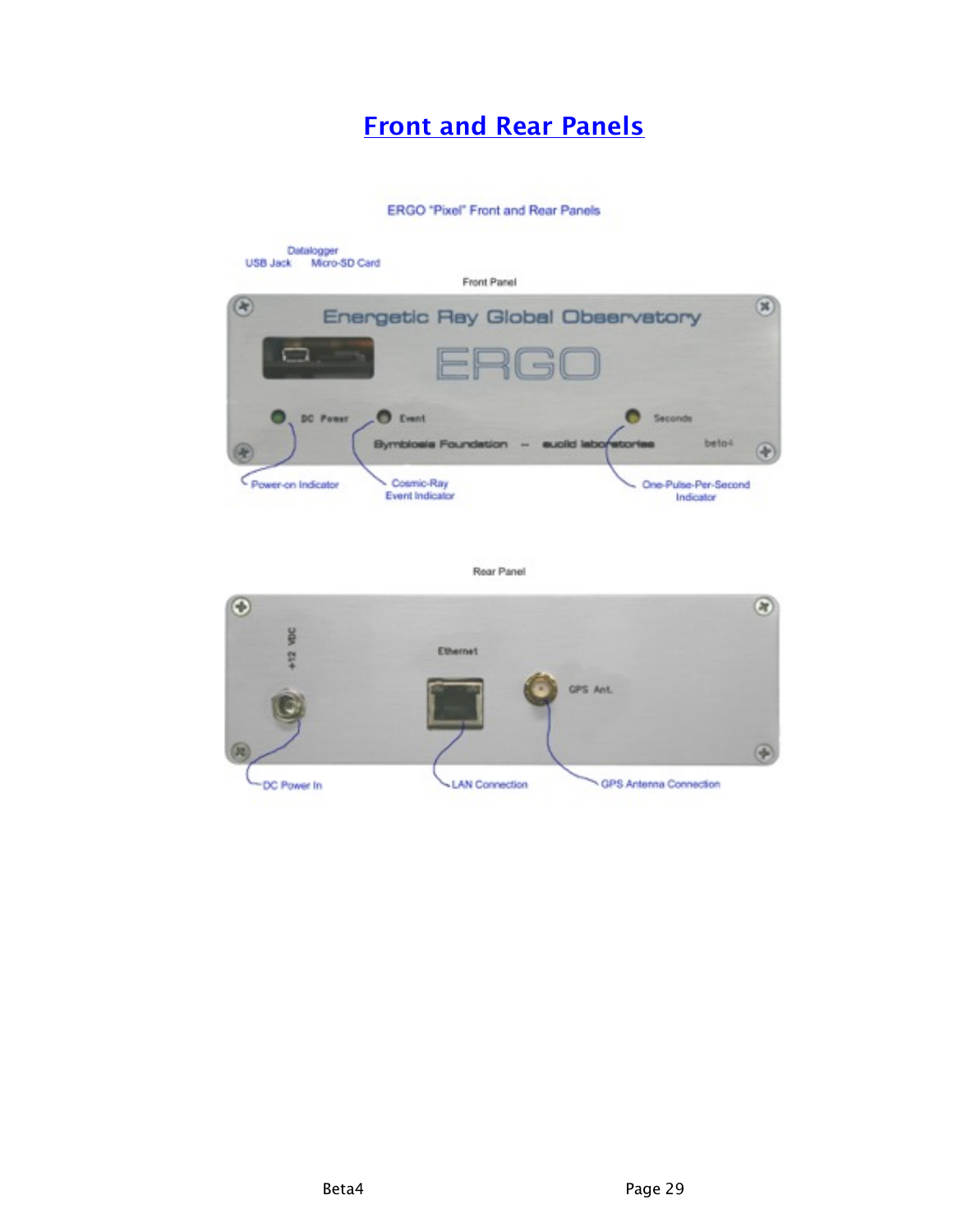# Front and Rear Panels

ERGO "Pixel" Front and Rear Panels

Datalogger

USB Jack Micro-SD Card

Front Panel

Energetic Ray Global Observatory

ERGO

DC Power Event Seconds

Symbiosis Foundation — euclid laboratories beta4

Power-on Indicator

Cosmic-Ray Event Indicator

One-Pulse-Per-Second Indicator

Rear Panel

+12 VDC

Ethernet

GPS Ant.

DC Power In

LAN Connection

GPS Antenna Connection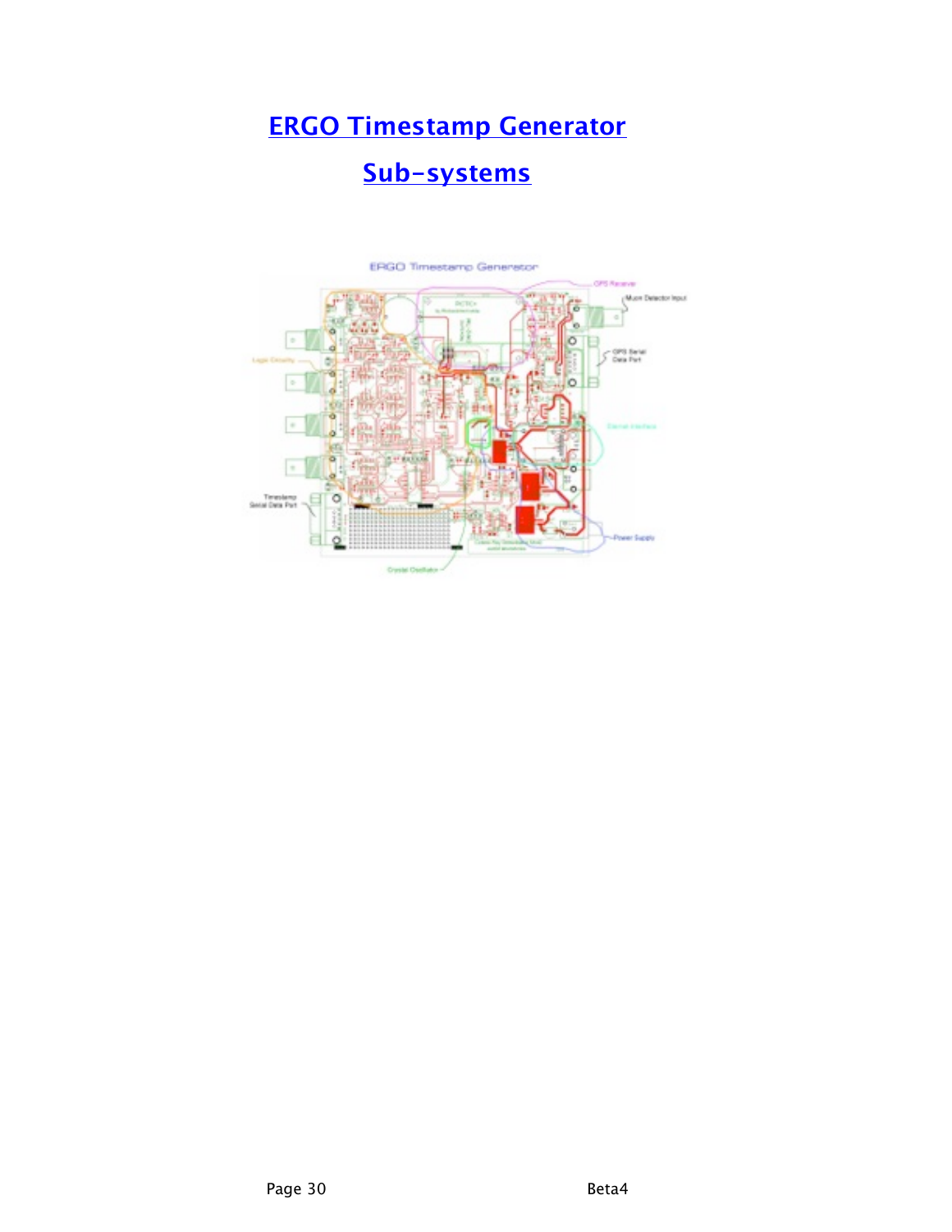# ERGO Timestamp Generator

## Sub-systems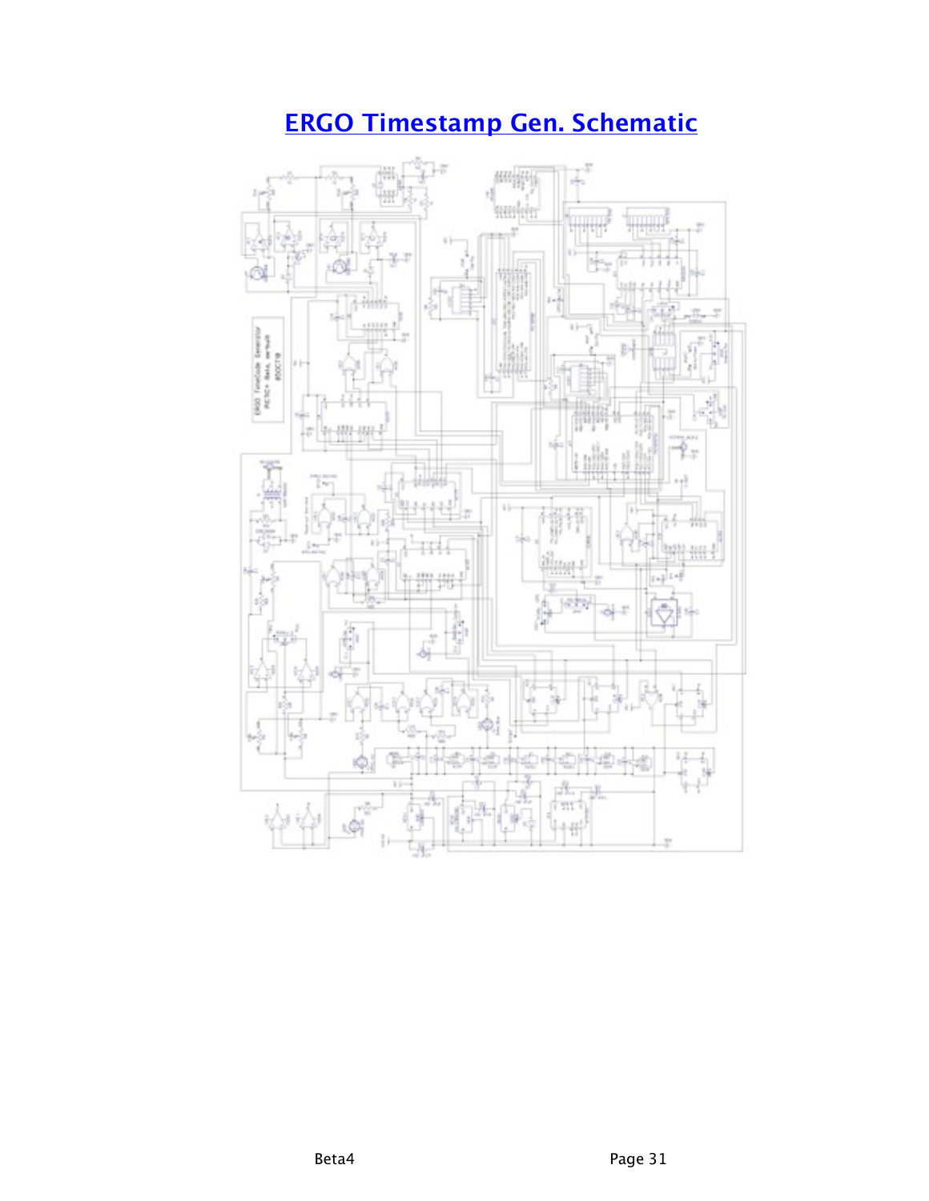# ERGO Timestamp Gen. Schematic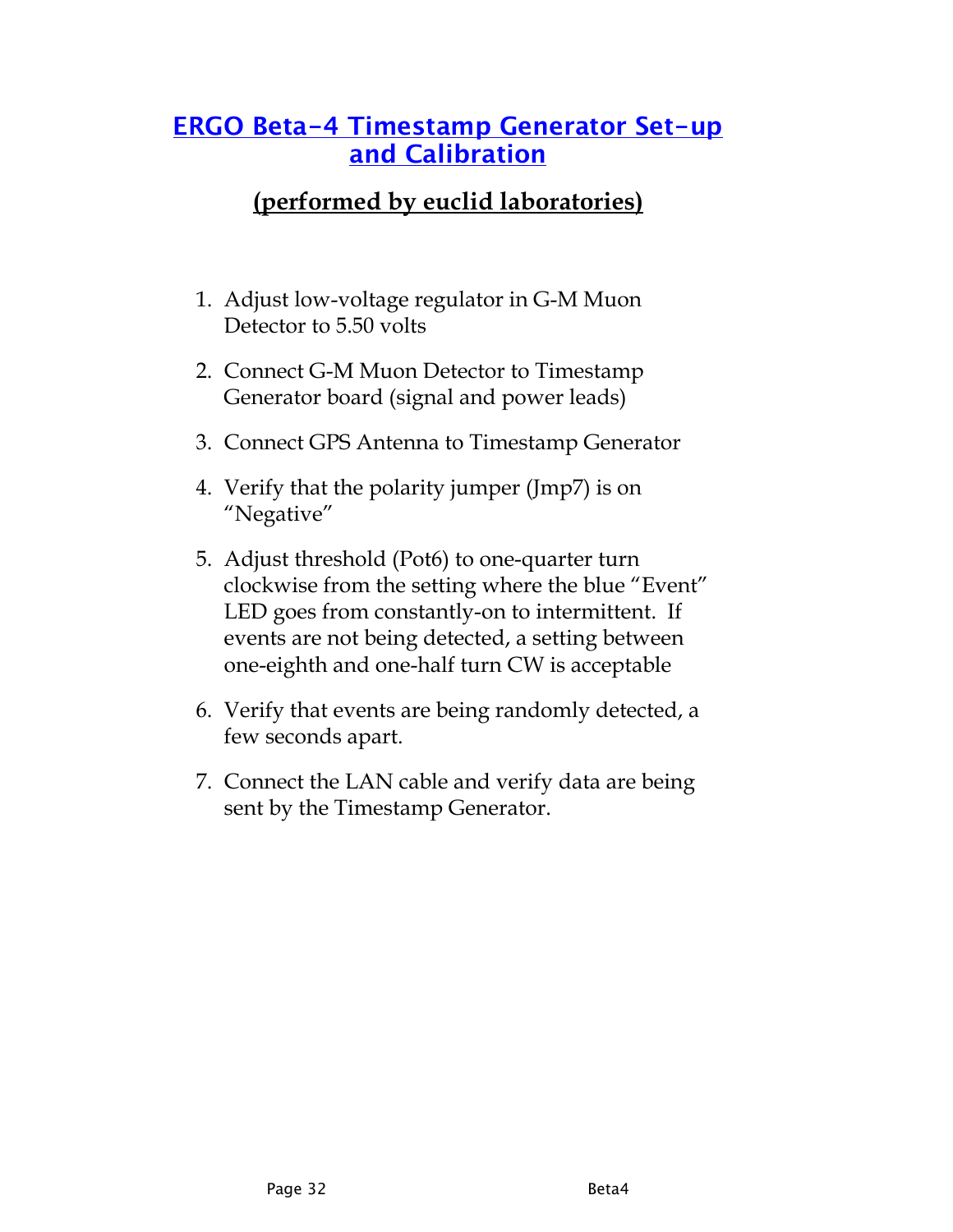# ERGO Beta-4 Timestamp Generator Set-up and Calibration

## (performed by euclid laboratories)

1. Adjust low-voltage regulator in G-M Muon Detector to 5.50 volts

2. Connect G-M Muon Detector to Timestamp Generator board (signal and power leads)

3. Connect GPS Antenna to Timestamp Generator

4. Verify that the polarity jumper (Jmp7) is on "Negative"

5. Adjust threshold (Pot6) to one-quarter turn clockwise from the setting where the blue "Event" LED goes from constantly-on to intermittent. If events are not being detected, a setting between one-eighth and one-half turn CW is acceptable

6. Verify that events are being randomly detected, a few seconds apart.

7. Connect the LAN cable and verify data are being sent by the Timestamp Generator.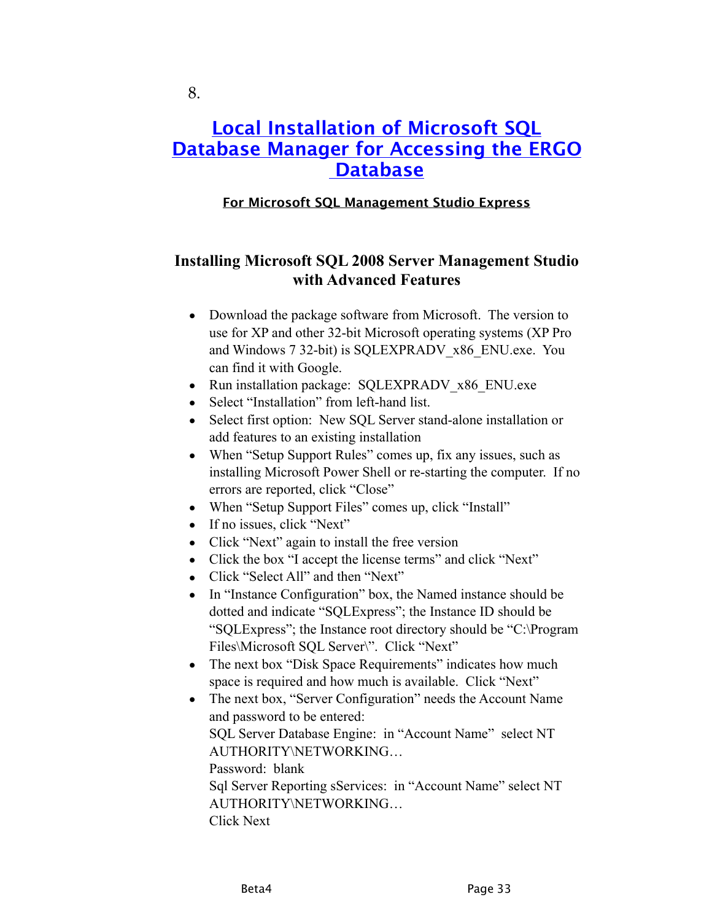8.

# Local Installation of Microsoft SQL Database Manager for Accessing the ERGO Database

**For Microsoft SQL Management Studio Express**

## Installing Microsoft SQL 2008 Server Management Studio with Advanced Features

- Download the package software from Microsoft. The version to use for XP and other 32-bit Microsoft operating systems (XP Pro and Windows 7 32-bit) is SQLEXPRADV_x86_ENU.exe. You can find it with Google.
- Run installation package: SQLEXPRADV_x86_ENU.exe
- Select "Installation" from left-hand list.
- Select first option: New SQL Server stand-alone installation or add features to an existing installation
- When "Setup Support Rules" comes up, fix any issues, such as installing Microsoft Power Shell or re-starting the computer. If no errors are reported, click "Close"
- When "Setup Support Files" comes up, click "Install"
- If no issues, click "Next"
- Click "Next" again to install the free version
- Click the box "I accept the license terms" and click "Next"
- Click "Select All" and then "Next"
- In "Instance Configuration" box, the Named instance should be dotted and indicate "SQLExpress"; the Instance ID should be "SQLExpress"; the Instance root directory should be "C:\Program Files\Microsoft SQL Server\". Click "Next"
- The next box "Disk Space Requirements" indicates how much space is required and how much is available. Click "Next"
- The next box, "Server Configuration" needs the Account Name and password to be entered:
  SQL Server Database Engine: in "Account Name" select NT AUTHORITY\NETWORKING…
  Password: blank
  Sql Server Reporting sServices: in "Account Name" select NT AUTHORITY\NETWORKING…
  Click Next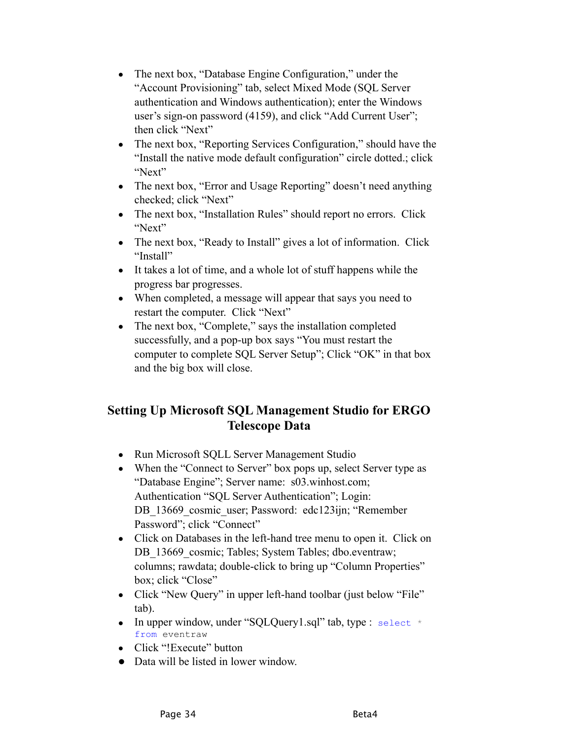- The next box, "Database Engine Configuration," under the "Account Provisioning" tab, select Mixed Mode (SQL Server authentication and Windows authentication); enter the Windows user's sign-on password (4159), and click "Add Current User"; then click "Next"
- The next box, "Reporting Services Configuration," should have the "Install the native mode default configuration" circle dotted.; click "Next"
- The next box, "Error and Usage Reporting" doesn't need anything checked; click "Next"
- The next box, "Installation Rules" should report no errors. Click "Next"
- The next box, "Ready to Install" gives a lot of information. Click "Install"
- It takes a lot of time, and a whole lot of stuff happens while the progress bar progresses.
- When completed, a message will appear that says you need to restart the computer. Click "Next"
- The next box, "Complete," says the installation completed successfully, and a pop-up box says "You must restart the computer to complete SQL Server Setup"; Click "OK" in that box and the big box will close.

## Setting Up Microsoft SQL Management Studio for ERGO Telescope Data

- Run Microsoft SQLL Server Management Studio
- When the "Connect to Server" box pops up, select Server type as "Database Engine"; Server name: s03.winhost.com; Authentication "SQL Server Authentication"; Login: DB_13669_cosmic_user; Password: edc123ijn; "Remember Password"; click "Connect"
- Click on Databases in the left-hand tree menu to open it. Click on DB_13669_cosmic; Tables; System Tables; dbo.eventraw; columns; rawdata; double-click to bring up "Column Properties" box; click "Close"
- Click "New Query" in upper left-hand toolbar (just below "File" tab).
- In upper window, under "SQLQuery1.sql" tab, type : `select * from eventraw`
- Click "!Execute" button
- Data will be listed in lower window.